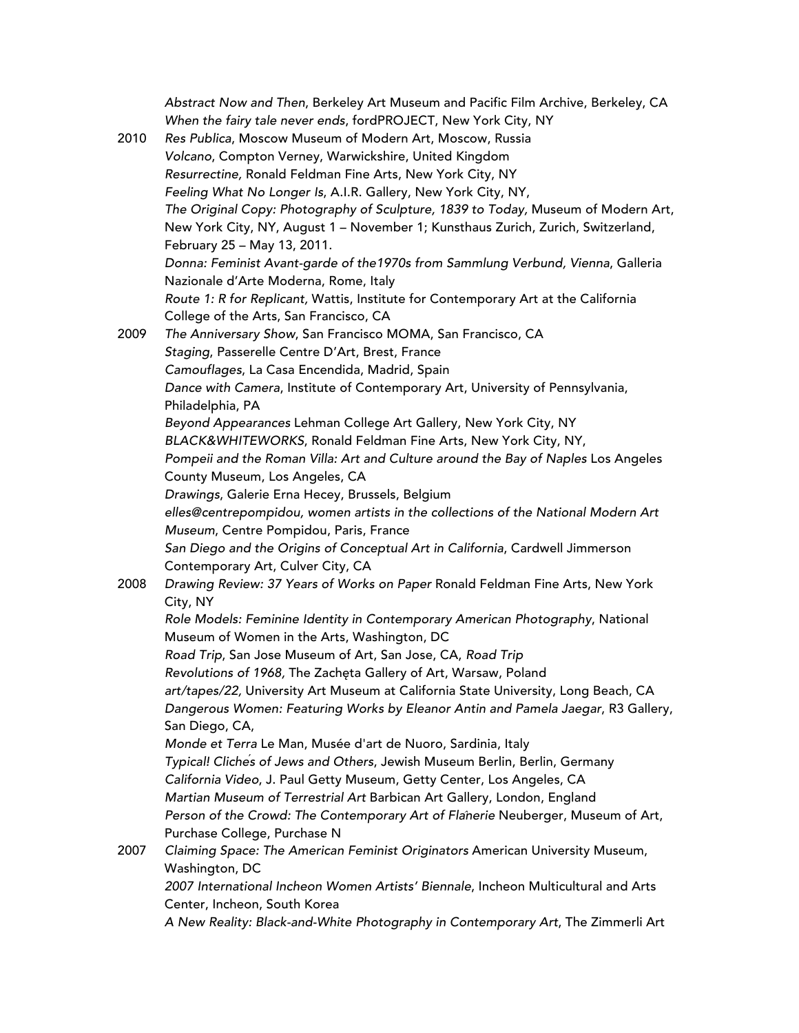*Abstract Now and Then*, Berkeley Art Museum and Pacific Film Archive, Berkeley, CA
*When the fairy tale never ends*, fordPROJECT, New York City, NY

2010 *Res Publica*, Moscow Museum of Modern Art, Moscow, Russia
*Volcano*, Compton Verney, Warwickshire, United Kingdom
*Resurrectine,* Ronald Feldman Fine Arts, New York City, NY
*Feeling What No Longer Is*, A.I.R. Gallery, New York City, NY,
*The Original Copy: Photography of Sculpture, 1839 to Today,* Museum of Modern Art, New York City, NY, August 1 – November 1; Kunsthaus Zurich, Zurich, Switzerland, February 25 – May 13, 2011.
*Donna: Feminist Avant-garde of the1970s from Sammlung Verbund, Vienna*, Galleria Nazionale d'Arte Moderna, Rome, Italy
*Route 1: R for Replicant,* Wattis, Institute for Contemporary Art at the California College of the Arts, San Francisco, CA

2009 *The Anniversary Show*, San Francisco MOMA, San Francisco, CA
*Staging*, Passerelle Centre D'Art, Brest, France
*Camouflages*, La Casa Encendida, Madrid, Spain
*Dance with Camera*, Institute of Contemporary Art, University of Pennsylvania, Philadelphia, PA
*Beyond Appearances* Lehman College Art Gallery, New York City, NY
*BLACK&WHITEWORKS*, Ronald Feldman Fine Arts, New York City, NY,
*Pompeii and the Roman Villa: Art and Culture around the Bay of Naples* Los Angeles County Museum, Los Angeles, CA
*Drawings*, Galerie Erna Hecey, Brussels, Belgium
*elles@centrepompidou, women artists in the collections of the National Modern Art Museum*, Centre Pompidou, Paris, France
*San Diego and the Origins of Conceptual Art in California*, Cardwell Jimmerson Contemporary Art, Culver City, CA

2008 *Drawing Review: 37 Years of Works on Paper* Ronald Feldman Fine Arts, New York City, NY
*Role Models: Feminine Identity in Contemporary American Photography*, National Museum of Women in the Arts, Washington, DC
*Road Trip*, San Jose Museum of Art, San Jose, CA, *Road Trip*
*Revolutions of 1968,* The Zachęta Gallery of Art, Warsaw, Poland
*art/tapes/22,* University Art Museum at California State University, Long Beach, CA
*Dangerous Women: Featuring Works by Eleanor Antin and Pamela Jaegar*, R3 Gallery, San Diego, CA,
*Monde et Terra* Le Man, Musée d'art de Nuoro, Sardinia, Italy
*Typical! Clichés of Jews and Others*, Jewish Museum Berlin, Berlin, Germany
*California Video*, J. Paul Getty Museum, Getty Center, Los Angeles, CA
*Martian Museum of Terrestrial Art* Barbican Art Gallery, London, England
*Person of the Crowd: The Contemporary Art of Flânerie* Neuberger, Museum of Art, Purchase College, Purchase N

2007 *Claiming Space: The American Feminist Originators* American University Museum, Washington, DC
*2007 International Incheon Women Artists' Biennale*, Incheon Multicultural and Arts Center, Incheon, South Korea
*A New Reality: Black-and-White Photography in Contemporary Art*, The Zimmerli Art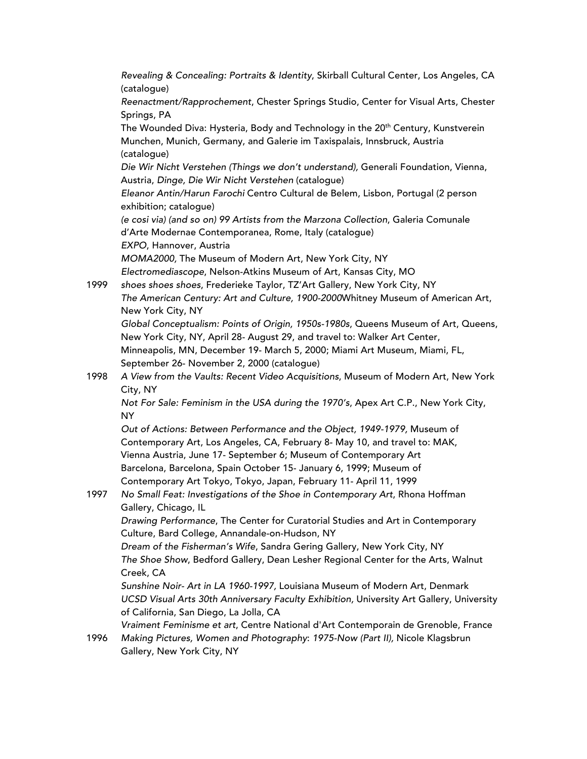*Revealing & Concealing: Portraits & Identity*, Skirball Cultural Center, Los Angeles, CA (catalogue)

*Reenactment/Rapprochement*, Chester Springs Studio, Center for Visual Arts, Chester Springs, PA

The Wounded Diva: Hysteria, Body and Technology in the 20th Century, Kunstverein Munchen, Munich, Germany, and Galerie im Taxispalais, Innsbruck, Austria (catalogue)

*Die Wir Nicht Verstehen (Things we don't understand),* Generali Foundation, Vienna, Austria, *Dinge, Die Wir Nicht Verstehen* (catalogue)

*Eleanor Antin/Harun Farochi* Centro Cultural de Belem, Lisbon, Portugal (2 person exhibition; catalogue)

*(e cosi via) (and so on) 99 Artists from the Marzona Collection*, Galeria Comunale d'Arte Modernae Contemporanea, Rome, Italy (catalogue)

*EXPO*, Hannover, Austria

*MOMA2000,* The Museum of Modern Art, New York City, NY

*Electromediascope*, Nelson-Atkins Museum of Art, Kansas City, MO

1999 *shoes shoes shoes*, Frederieke Taylor, TZ'Art Gallery, New York City, NY

*The American Century: Art and Culture, 1900-2000*Whitney Museum of American Art, New York City, NY

*Global Conceptualism: Points of Origin, 1950s-1980s*, Queens Museum of Art, Queens, New York City, NY, April 28- August 29, and travel to: Walker Art Center, Minneapolis, MN, December 19- March 5, 2000; Miami Art Museum, Miami, FL, September 26- November 2, 2000 (catalogue)

1998 *A View from the Vaults: Recent Video Acquisitions*, Museum of Modern Art, New York City, NY

*Not For Sale: Feminism in the USA during the 1970's*, Apex Art C.P., New York City, NY

*Out of Actions: Between Performance and the Object, 1949-1979,* Museum of Contemporary Art, Los Angeles, CA, February 8- May 10, and travel to: MAK, Vienna Austria, June 17- September 6; Museum of Contemporary Art Barcelona, Barcelona, Spain October 15- January 6, 1999; Museum of Contemporary Art Tokyo, Tokyo, Japan, February 11- April 11, 1999

1997 *No Small Feat: Investigations of the Shoe in Contemporary Art*, Rhona Hoffman Gallery, Chicago, IL

*Drawing Performance*, The Center for Curatorial Studies and Art in Contemporary Culture, Bard College, Annandale-on-Hudson, NY

*Dream of the Fisherman's Wife*, Sandra Gering Gallery, New York City, NY

*The Shoe Show*, Bedford Gallery, Dean Lesher Regional Center for the Arts, Walnut Creek, CA

*Sunshine Noir- Art in LA 1960-1997,* Louisiana Museum of Modern Art, Denmark

*UCSD Visual Arts 30th Anniversary Faculty Exhibition,* University Art Gallery, University of California, San Diego, La Jolla, CA

*Vraiment Feminisme et art*, Centre National d'Art Contemporain de Grenoble, France

1996 *Making Pictures, Women and Photography*: *1975-Now (Part II),* Nicole Klagsbrun Gallery, New York City, NY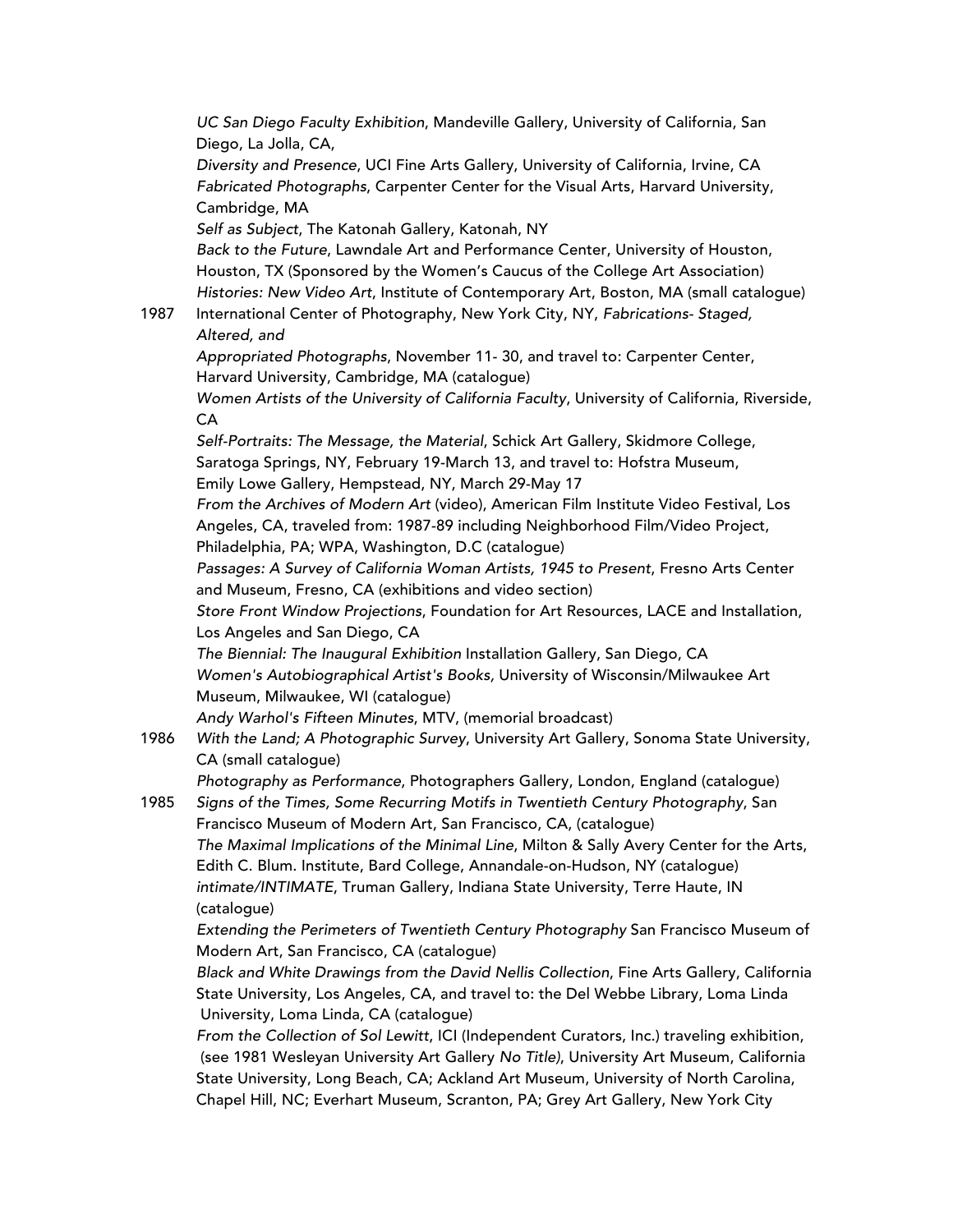*UC San Diego Faculty Exhibition*, Mandeville Gallery, University of California, San Diego, La Jolla, CA,
*Diversity and Presence*, UCI Fine Arts Gallery, University of California, Irvine, CA
*Fabricated Photographs*, Carpenter Center for the Visual Arts, Harvard University, Cambridge, MA
*Self as Subject*, The Katonah Gallery, Katonah, NY
*Back to the Future*, Lawndale Art and Performance Center, University of Houston, Houston, TX (Sponsored by the Women's Caucus of the College Art Association)
*Histories: New Video Art*, Institute of Contemporary Art, Boston, MA (small catalogue)

1987 International Center of Photography, New York City, NY, *Fabrications- Staged, Altered, and Appropriated Photographs*, November 11- 30, and travel to: Carpenter Center, Harvard University, Cambridge, MA (catalogue)
*Women Artists of the University of California Faculty*, University of California, Riverside, CA
*Self-Portraits: The Message, the Material*, Schick Art Gallery, Skidmore College, Saratoga Springs, NY, February 19-March 13, and travel to: Hofstra Museum, Emily Lowe Gallery, Hempstead, NY, March 29-May 17
*From the Archives of Modern Art* (video), American Film Institute Video Festival, Los Angeles, CA, traveled from: 1987-89 including Neighborhood Film/Video Project, Philadelphia, PA; WPA, Washington, D.C (catalogue)
*Passages: A Survey of California Woman Artists, 1945 to Present*, Fresno Arts Center and Museum, Fresno, CA (exhibitions and video section)
*Store Front Window Projections*, Foundation for Art Resources, LACE and Installation, Los Angeles and San Diego, CA
*The Biennial: The Inaugural Exhibition* Installation Gallery, San Diego, CA
*Women's Autobiographical Artist's Books,* University of Wisconsin/Milwaukee Art Museum, Milwaukee, WI (catalogue)
*Andy Warhol's Fifteen Minutes*, MTV, (memorial broadcast)

1986 *With the Land; A Photographic Survey*, University Art Gallery, Sonoma State University, CA (small catalogue)
*Photography as Performance*, Photographers Gallery, London, England (catalogue)

1985 *Signs of the Times, Some Recurring Motifs in Twentieth Century Photography*, San Francisco Museum of Modern Art, San Francisco, CA, (catalogue)
*The Maximal Implications of the Minimal Line*, Milton & Sally Avery Center for the Arts, Edith C. Blum. Institute, Bard College, Annandale-on-Hudson, NY (catalogue)
*intimate/INTIMATE*, Truman Gallery, Indiana State University, Terre Haute, IN (catalogue)
*Extending the Perimeters of Twentieth Century Photography* San Francisco Museum of Modern Art, San Francisco, CA (catalogue)
*Black and White Drawings from the David Nellis Collection*, Fine Arts Gallery, California State University, Los Angeles, CA, and travel to: the Del Webbe Library, Loma Linda University, Loma Linda, CA (catalogue)
*From the Collection of Sol Lewitt*, ICI (Independent Curators, Inc.) traveling exhibition, (see 1981 Wesleyan University Art Gallery *No Title)*, University Art Museum, California State University, Long Beach, CA; Ackland Art Museum, University of North Carolina, Chapel Hill, NC; Everhart Museum, Scranton, PA; Grey Art Gallery, New York City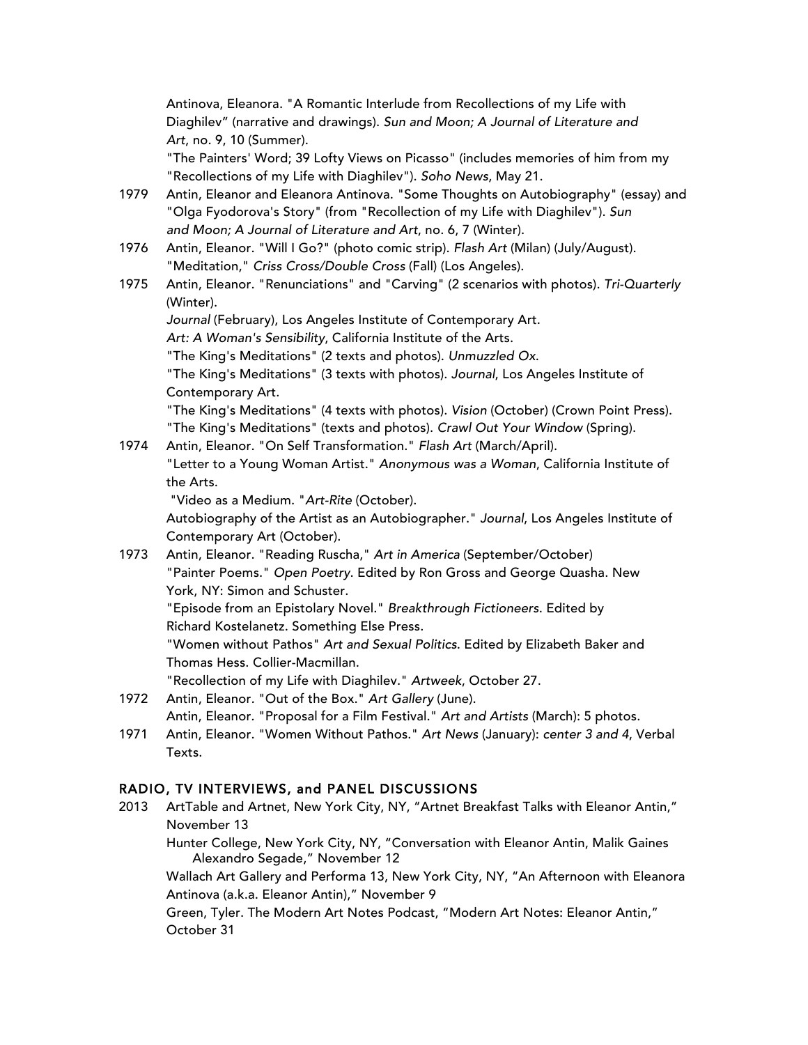Antinova, Eleanora. "A Romantic Interlude from Recollections of my Life with Diaghilev" (narrative and drawings). *Sun and Moon; A Journal of Literature and Art*, no. 9, 10 (Summer).

"The Painters' Word; 39 Lofty Views on Picasso" (includes memories of him from my "Recollections of my Life with Diaghilev"). *Soho News*, May 21.

1979 Antin, Eleanor and Eleanora Antinova. "Some Thoughts on Autobiography" (essay) and "Olga Fyodorova's Story" (from "Recollection of my Life with Diaghilev"). *Sun and Moon; A Journal of Literature and Art*, no. 6, 7 (Winter).

1976 Antin, Eleanor. "Will I Go?" (photo comic strip). *Flash Art* (Milan) (July/August).

"Meditation," *Criss Cross/Double Cross* (Fall) (Los Angeles).

1975 Antin, Eleanor. "Renunciations" and "Carving" (2 scenarios with photos). *Tri-Quarterly* (Winter).

*Journal* (February), Los Angeles Institute of Contemporary Art.

*Art: A Woman's Sensibility*, California Institute of the Arts.

"The King's Meditations" (2 texts and photos). *Unmuzzled Ox*.

"The King's Meditations" (3 texts with photos). *Journal*, Los Angeles Institute of Contemporary Art.

"The King's Meditations" (4 texts with photos). *Vision* (October) (Crown Point Press).

"The King's Meditations" (texts and photos). *Crawl Out Your Window* (Spring).

1974 Antin, Eleanor. "On Self Transformation." *Flash Art* (March/April).

"Letter to a Young Woman Artist." *Anonymous was a Woman*, California Institute of the Arts.

"Video as a Medium. "*Art-Rite* (October).

Autobiography of the Artist as an Autobiographer." *Journal*, Los Angeles Institute of Contemporary Art (October).

1973 Antin, Eleanor. "Reading Ruscha," *Art in America* (September/October)

"Painter Poems." *Open Poetry*. Edited by Ron Gross and George Quasha. New York, NY: Simon and Schuster.

"Episode from an Epistolary Novel." *Breakthrough Fictioneers*. Edited by Richard Kostelanetz. Something Else Press.

"Women without Pathos" *Art and Sexual Politics*. Edited by Elizabeth Baker and Thomas Hess. Collier-Macmillan.

"Recollection of my Life with Diaghilev." *Artweek*, October 27.

1972 Antin, Eleanor. "Out of the Box." *Art Gallery* (June).

Antin, Eleanor. "Proposal for a Film Festival." *Art and Artists* (March): 5 photos.

1971 Antin, Eleanor. "Women Without Pathos." *Art News* (January): *center 3 and 4*, Verbal Texts.

## RADIO, TV INTERVIEWS, and PANEL DISCUSSIONS

2013 ArtTable and Artnet, New York City, NY, "Artnet Breakfast Talks with Eleanor Antin," November 13

Hunter College, New York City, NY, "Conversation with Eleanor Antin, Malik Gaines Alexandro Segade," November 12

Wallach Art Gallery and Performa 13, New York City, NY, "An Afternoon with Eleanora Antinova (a.k.a. Eleanor Antin)," November 9

Green, Tyler. The Modern Art Notes Podcast, "Modern Art Notes: Eleanor Antin," October 31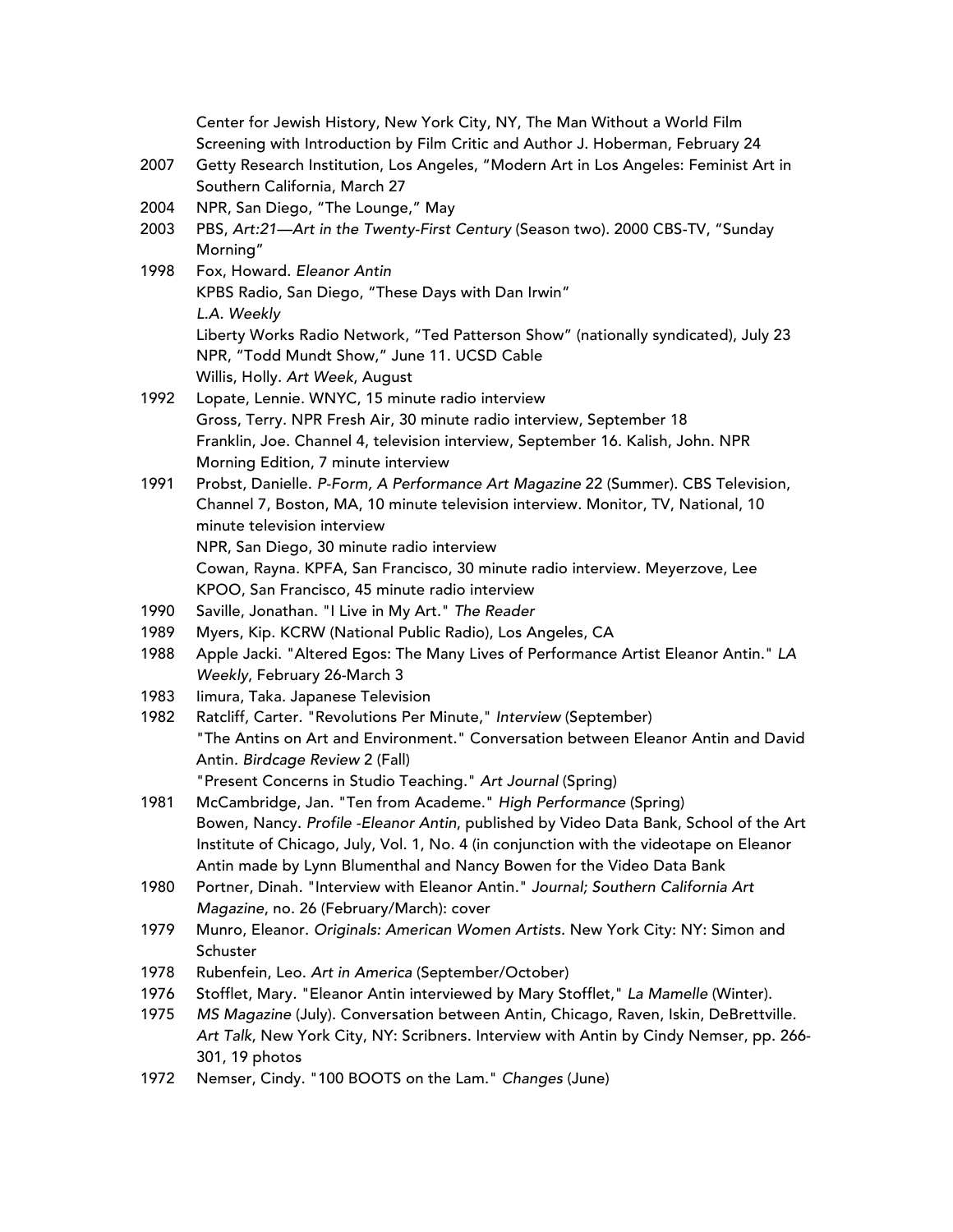Center for Jewish History, New York City, NY, The Man Without a World Film Screening with Introduction by Film Critic and Author J. Hoberman, February 24

2007 Getty Research Institution, Los Angeles, "Modern Art in Los Angeles: Feminist Art in Southern California, March 27

2004 NPR, San Diego, "The Lounge," May

2003 PBS, *Art:21—Art in the Twenty-First Century* (Season two). 2000 CBS-TV, "Sunday Morning"

1998 Fox, Howard. *Eleanor Antin*
KPBS Radio, San Diego, "These Days with Dan Irwin"
*L.A. Weekly*
Liberty Works Radio Network, "Ted Patterson Show" (nationally syndicated), July 23
NPR, "Todd Mundt Show," June 11. UCSD Cable
Willis, Holly. *Art Week*, August

1992 Lopate, Lennie. WNYC, 15 minute radio interview
Gross, Terry. NPR Fresh Air, 30 minute radio interview, September 18
Franklin, Joe. Channel 4, television interview, September 16. Kalish, John. NPR Morning Edition, 7 minute interview

1991 Probst, Danielle. *P-Form, A Performance Art Magazine* 22 (Summer). CBS Television, Channel 7, Boston, MA, 10 minute television interview. Monitor, TV, National, 10 minute television interview
NPR, San Diego, 30 minute radio interview
Cowan, Rayna. KPFA, San Francisco, 30 minute radio interview. Meyerzove, Lee KPOO, San Francisco, 45 minute radio interview

1990 Saville, Jonathan. "I Live in My Art." *The Reader*

1989 Myers, Kip. KCRW (National Public Radio), Los Angeles, CA

1988 Apple Jacki. "Altered Egos: The Many Lives of Performance Artist Eleanor Antin." *LA Weekly*, February 26-March 3

1983 Iimura, Taka. Japanese Television

1982 Ratcliff, Carter. "Revolutions Per Minute," *Interview* (September)
"The Antins on Art and Environment." Conversation between Eleanor Antin and David Antin. *Birdcage Review* 2 (Fall)
"Present Concerns in Studio Teaching." *Art Journal* (Spring)

1981 McCambridge, Jan. "Ten from Academe." *High Performance* (Spring)
Bowen, Nancy. *Profile -Eleanor Antin*, published by Video Data Bank, School of the Art Institute of Chicago, July, Vol. 1, No. 4 (in conjunction with the videotape on Eleanor Antin made by Lynn Blumenthal and Nancy Bowen for the Video Data Bank

1980 Portner, Dinah. "Interview with Eleanor Antin." *Journal; Southern California Art Magazine*, no. 26 (February/March): cover

1979 Munro, Eleanor. *Originals: American Women Artists*. New York City: NY: Simon and Schuster

1978 Rubenfein, Leo. *Art in America* (September/October)

1976 Stofflet, Mary. "Eleanor Antin interviewed by Mary Stofflet," *La Mamelle* (Winter).

1975 *MS Magazine* (July). Conversation between Antin, Chicago, Raven, Iskin, DeBrettville.
*Art Talk*, New York City, NY: Scribners. Interview with Antin by Cindy Nemser, pp. 266-301, 19 photos

1972 Nemser, Cindy. "100 BOOTS on the Lam." *Changes* (June)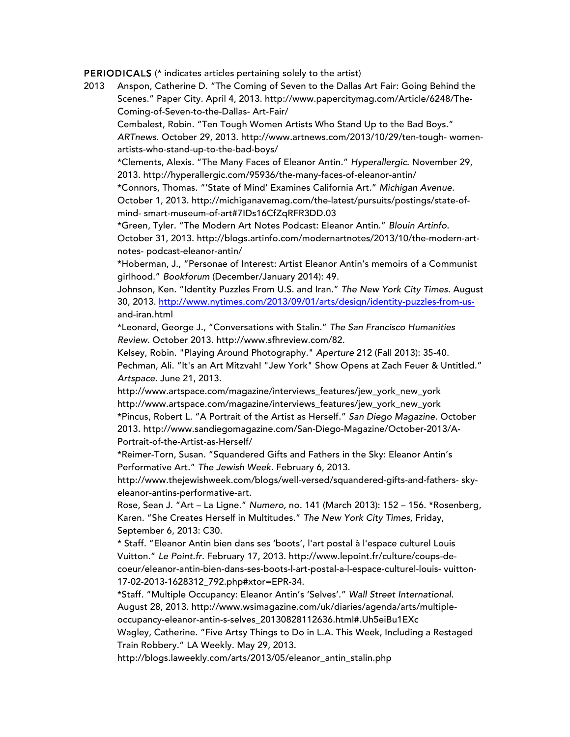**PERIODICALS** (* indicates articles pertaining solely to the artist)

2013 Anspon, Catherine D. "The Coming of Seven to the Dallas Art Fair: Going Behind the Scenes." Paper City. April 4, 2013. http://www.papercitymag.com/Article/6248/The-Coming-of-Seven-to-the-Dallas- Art-Fair/

Cembalest, Robin. "Ten Tough Women Artists Who Stand Up to the Bad Boys." *ARTnews*. October 29, 2013. http://www.artnews.com/2013/10/29/ten-tough- women-artists-who-stand-up-to-the-bad-boys/

*Clements, Alexis. "The Many Faces of Eleanor Antin." *Hyperallergic*. November 29, 2013. http://hyperallergic.com/95936/the-many-faces-of-eleanor-antin/

*Connors, Thomas. "'State of Mind' Examines California Art." *Michigan Avenue*. October 1, 2013. http://michiganavemag.com/the-latest/pursuits/postings/state-of-mind- smart-museum-of-art#7IDs16CfZqRFR3DD.03

*Green, Tyler. "The Modern Art Notes Podcast: Eleanor Antin." *Blouin Artinfo*. October 31, 2013. http://blogs.artinfo.com/modernartnotes/2013/10/the-modern-art-notes- podcast-eleanor-antin/

*Hoberman, J., "Personae of Interest: Artist Eleanor Antin's memoirs of a Communist girlhood." *Bookforum* (December/January 2014): 49.

Johnson, Ken. "Identity Puzzles From U.S. and Iran." *The New York City Times*. August 30, 2013. http://www.nytimes.com/2013/09/01/arts/design/identity-puzzles-from-us-and-iran.html

*Leonard, George J., "Conversations with Stalin." *The San Francisco Humanities Review*. October 2013. http://www.sfhreview.com/82.

Kelsey, Robin. "Playing Around Photography." *Aperture* 212 (Fall 2013): 35-40.

Pechman, Ali. "It's an Art Mitzvah! "Jew York" Show Opens at Zach Feuer & Untitled." *Artspace*. June 21, 2013.
http://www.artspace.com/magazine/interviews_features/jew_york_new_york
http://www.artspace.com/magazine/interviews_features/jew_york_new_york

*Pincus, Robert L. "A Portrait of the Artist as Herself." *San Diego Magazine*. October 2013. http://www.sandiegomagazine.com/San-Diego-Magazine/October-2013/A-Portrait-of-the-Artist-as-Herself/

*Reimer-Torn, Susan. "Squandered Gifts and Fathers in the Sky: Eleanor Antin's Performative Art." *The Jewish Week*. February 6, 2013.
http://www.thejewishweek.com/blogs/well-versed/squandered-gifts-and-fathers- sky-eleanor-antins-performative-art.

Rose, Sean J. "Art – La Ligne." *Numero,* no. 141 (March 2013): 152 – 156.

*Rosenberg, Karen. "She Creates Herself in Multitudes." *The New York City Times,* Friday, September 6, 2013: C30.

* Staff. "Eleanor Antin bien dans ses 'boots', l'art postal à l'espace culturel Louis Vuitton." *Le Point.fr*. February 17, 2013. http://www.lepoint.fr/culture/coups-de-coeur/eleanor-antin-bien-dans-ses-boots-l-art-postal-a-l-espace-culturel-louis- vuitton-17-02-2013-1628312_792.php#xtor=EPR-34.

*Staff. "Multiple Occupancy: Eleanor Antin's 'Selves'." *Wall Street International*. August 28, 2013. http://www.wsimagazine.com/uk/diaries/agenda/arts/multiple-occupancy-eleanor-antin-s-selves_20130828112636.html#.Uh5eiBu1EXc

Wagley, Catherine. "Five Artsy Things to Do in L.A. This Week, Including a Restaged Train Robbery." LA Weekly. May 29, 2013.
http://blogs.laweekly.com/arts/2013/05/eleanor_antin_stalin.php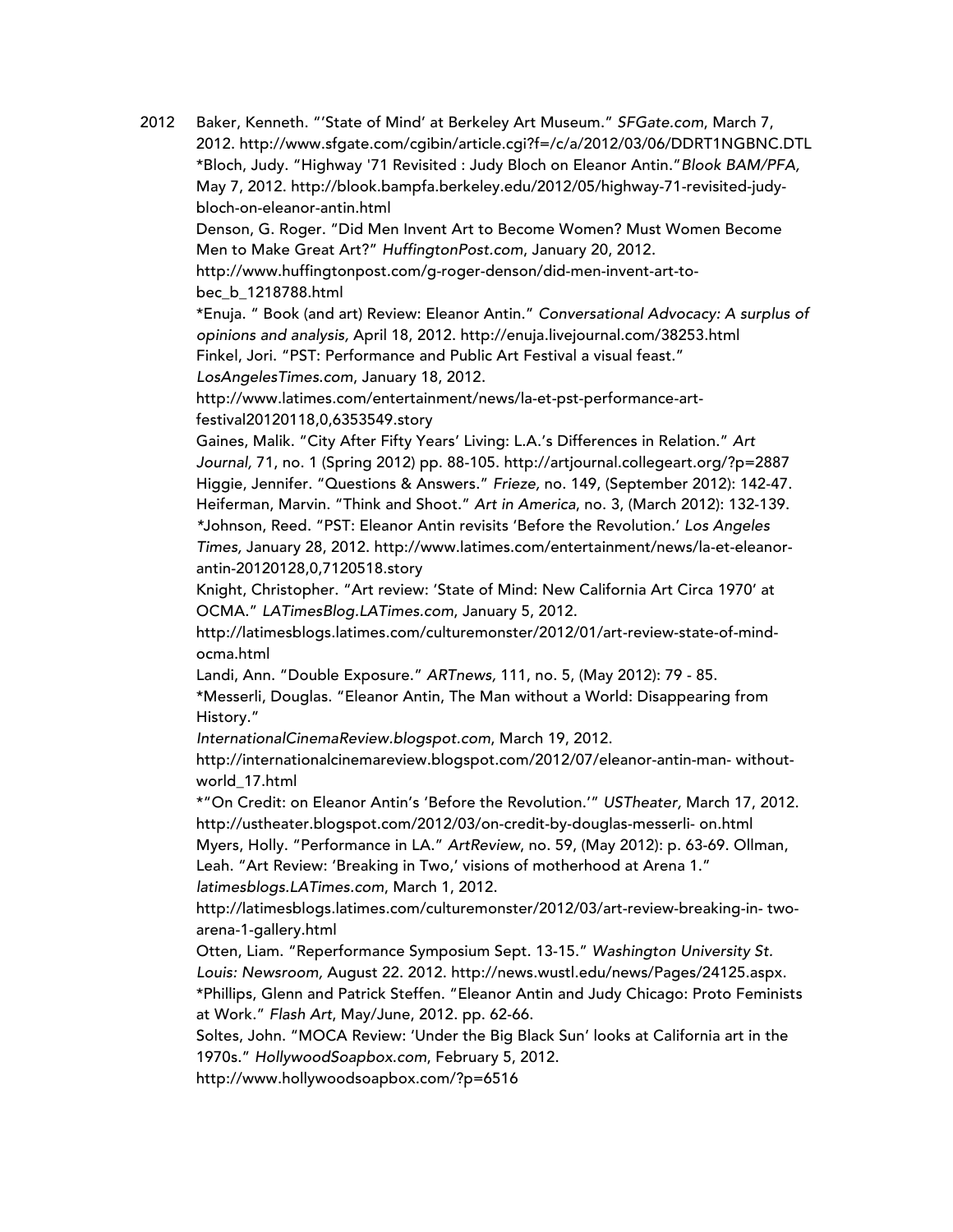2012 Baker, Kenneth. "'State of Mind' at Berkeley Art Museum." *SFGate.com*, March 7, 2012. http://www.sfgate.com/cgibin/article.cgi?f=/c/a/2012/03/06/DDRT1NGBNC.DTL

*Bloch, Judy. "Highway '71 Revisited : Judy Bloch on Eleanor Antin."*Blook BAM/PFA,* May 7, 2012. http://blook.bampfa.berkeley.edu/2012/05/highway-71-revisited-judy-bloch-on-eleanor-antin.html

Denson, G. Roger. "Did Men Invent Art to Become Women? Must Women Become Men to Make Great Art?" *HuffingtonPost.com*, January 20, 2012. http://www.huffingtonpost.com/g-roger-denson/did-men-invent-art-to-bec_b_1218788.html

*Enuja. " Book (and art) Review: Eleanor Antin." *Conversational Advocacy: A surplus of opinions and analysis,* April 18, 2012. http://enuja.livejournal.com/38253.html

Finkel, Jori. "PST: Performance and Public Art Festival a visual feast." *LosAngelesTimes.com*, January 18, 2012. http://www.latimes.com/entertainment/news/la-et-pst-performance-art-festival20120118,0,6353549.story

Gaines, Malik. "City After Fifty Years' Living: L.A.'s Differences in Relation." *Art Journal,* 71, no. 1 (Spring 2012) pp. 88-105. http://artjournal.collegeart.org/?p=2887

Higgie, Jennifer. "Questions & Answers." *Frieze,* no. 149, (September 2012): 142-47.

Heiferman, Marvin. "Think and Shoot." *Art in America*, no. 3, (March 2012): 132-139.

*Johnson, Reed. "PST: Eleanor Antin revisits 'Before the Revolution.' *Los Angeles Times,* January 28, 2012. http://www.latimes.com/entertainment/news/la-et-eleanor-antin-20120128,0,7120518.story

Knight, Christopher. "Art review: 'State of Mind: New California Art Circa 1970' at OCMA." *LATimesBlog.LATimes.com*, January 5, 2012. http://latimesblogs.latimes.com/culturemonster/2012/01/art-review-state-of-mind-ocma.html

Landi, Ann. "Double Exposure." *ARTnews,* 111, no. 5, (May 2012): 79 - 85.

*Messerli, Douglas. "Eleanor Antin, The Man without a World: Disappearing from History." *InternationalCinemaReview.blogspot.com*, March 19, 2012. http://internationalcinemareview.blogspot.com/2012/07/eleanor-antin-man- without-world_17.html

*"On Credit: on Eleanor Antin's 'Before the Revolution.'" *USTheater,* March 17, 2012. http://ustheater.blogspot.com/2012/03/on-credit-by-douglas-messerli- on.html

Myers, Holly. "Performance in LA." *ArtReview*, no. 59, (May 2012): p. 63-69. Ollman, Leah. "Art Review: 'Breaking in Two,' visions of motherhood at Arena 1." *latimesblogs.LATimes.com*, March 1, 2012. http://latimesblogs.latimes.com/culturemonster/2012/03/art-review-breaking-in- two-arena-1-gallery.html

Otten, Liam. "Reperformance Symposium Sept. 13-15." *Washington University St. Louis: Newsroom,* August 22. 2012. http://news.wustl.edu/news/Pages/24125.aspx.

*Phillips, Glenn and Patrick Steffen. "Eleanor Antin and Judy Chicago: Proto Feminists at Work." *Flash Art*, May/June, 2012. pp. 62-66.

Soltes, John. "MOCA Review: 'Under the Big Black Sun' looks at California art in the 1970s." *HollywoodSoapbox.com*, February 5, 2012. http://www.hollywoodsoapbox.com/?p=6516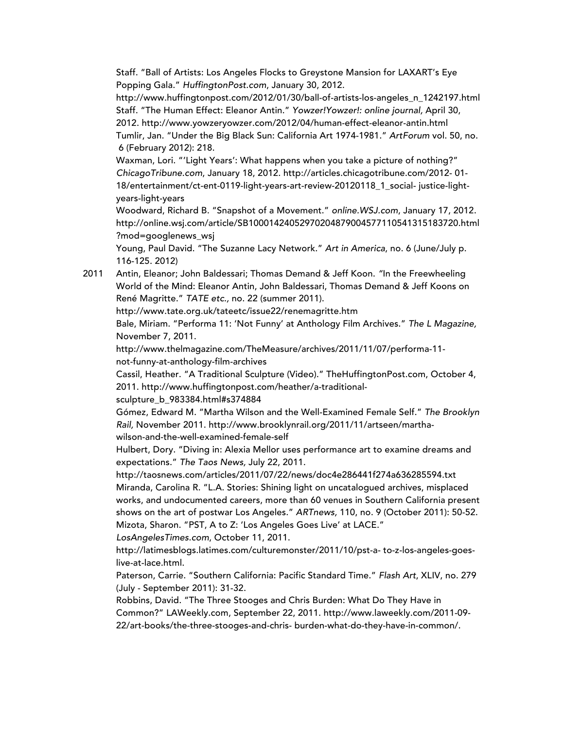Staff. "Ball of Artists: Los Angeles Flocks to Greystone Mansion for LAXART's Eye Popping Gala." *HuffingtonPost.com*, January 30, 2012. http://www.huffingtonpost.com/2012/01/30/ball-of-artists-los-angeles_n_1242197.html

Staff. "The Human Effect: Eleanor Antin." *Yowzer!Yowzer!: online journal,* April 30, 2012. http://www.yowzeryowzer.com/2012/04/human-effect-eleanor-antin.html

Tumlir, Jan. "Under the Big Black Sun: California Art 1974-1981." *ArtForum* vol. 50, no. 6 (February 2012): 218.

Waxman, Lori. "'Light Years': What happens when you take a picture of nothing?" *ChicagoTribune.com*, January 18, 2012. http://articles.chicagotribune.com/2012- 01-18/entertainment/ct-ent-0119-light-years-art-review-20120118_1_social- justice-light-years-light-years

Woodward, Richard B. "Snapshot of a Movement." *online.WSJ.com*, January 17, 2012. http://online.wsj.com/article/SB10001424052970204879004577110541315183720.html?mod=googlenews_wsj

Young, Paul David. "The Suzanne Lacy Network." *Art in America*, no. 6 (June/July p. 116-125. 2012)

2011 Antin, Eleanor; John Baldessari; Thomas Demand & Jeff Koon. "In the Freewheeling World of the Mind: Eleanor Antin, John Baldessari, Thomas Demand & Jeff Koons on René Magritte." *TATE etc.,* no. 22 (summer 2011). http://www.tate.org.uk/tateetc/issue22/renemagritte.htm

Bale, Miriam. "Performa 11: 'Not Funny' at Anthology Film Archives." *The L Magazine,* November 7, 2011. http://www.thelmagazine.com/TheMeasure/archives/2011/11/07/performa-11-not-funny-at-anthology-film-archives

Cassil, Heather. "A Traditional Sculpture (Video)." TheHuffingtonPost.com, October 4, 2011. http://www.huffingtonpost.com/heather/a-traditional-sculpture_b_983384.html#s374884

Gómez, Edward M. "Martha Wilson and the Well-Examined Female Self." *The Brooklyn Rail,* November 2011. http://www.brooklynrail.org/2011/11/artseen/martha-wilson-and-the-well-examined-female-self

Hulbert, Dory. "Diving in: Alexia Mellor uses performance art to examine dreams and expectations." *The Taos News,* July 22, 2011. http://taosnews.com/articles/2011/07/22/news/doc4e286441f274a636285594.txt

Miranda, Carolina R. "L.A. Stories: Shining light on uncatalogued archives, misplaced works, and undocumented careers, more than 60 venues in Southern California present shows on the art of postwar Los Angeles." *ARTnews,* 110, no. 9 (October 2011): 50-52.

Mizota, Sharon. "PST, A to Z: 'Los Angeles Goes Live' at LACE." *LosAngelesTimes.com*, October 11, 2011. http://latimesblogs.latimes.com/culturemonster/2011/10/pst-a- to-z-los-angeles-goes-live-at-lace.html.

Paterson, Carrie. "Southern California: Pacific Standard Time." *Flash Art*, XLIV, no. 279 (July - September 2011): 31-32.

Robbins, David. "The Three Stooges and Chris Burden: What Do They Have in Common?" LAWeekly.com, September 22, 2011. http://www.laweekly.com/2011-09-22/art-books/the-three-stooges-and-chris- burden-what-do-they-have-in-common/.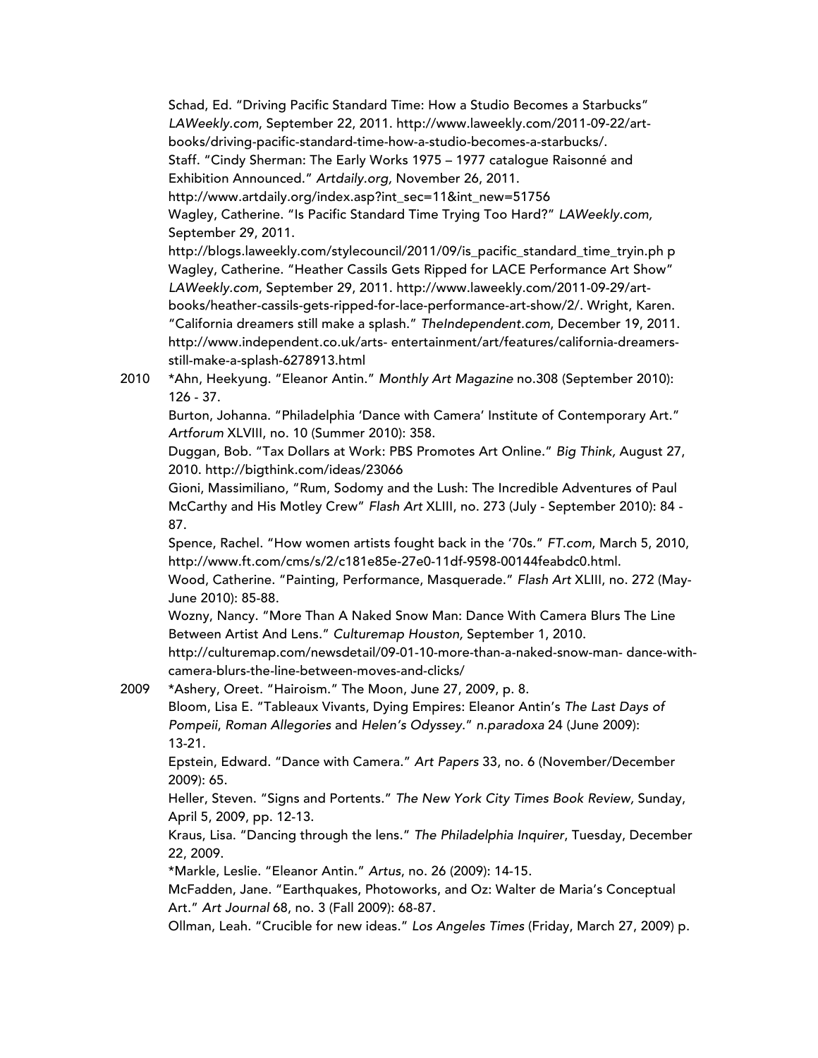Schad, Ed. "Driving Pacific Standard Time: How a Studio Becomes a Starbucks" *LAWeekly.com*, September 22, 2011. http://www.laweekly.com/2011-09-22/art-books/driving-pacific-standard-time-how-a-studio-becomes-a-starbucks/.

Staff. "Cindy Sherman: The Early Works 1975 – 1977 catalogue Raisonné and Exhibition Announced." *Artdaily.org,* November 26, 2011. http://www.artdaily.org/index.asp?int_sec=11&int_new=51756

Wagley, Catherine. "Is Pacific Standard Time Trying Too Hard?" *LAWeekly.com,* September 29, 2011. http://blogs.laweekly.com/stylecouncil/2011/09/is_pacific_standard_time_tryin.ph p

Wagley, Catherine. "Heather Cassils Gets Ripped for LACE Performance Art Show" *LAWeekly.com*, September 29, 2011. http://www.laweekly.com/2011-09-29/art-books/heather-cassils-gets-ripped-for-lace-performance-art-show/2/. Wright, Karen. "California dreamers still make a splash." *TheIndependent.com*, December 19, 2011. http://www.independent.co.uk/arts- entertainment/art/features/california-dreamers-still-make-a-splash-6278913.html

2010 *Ahn, Heekyung. "Eleanor Antin." *Monthly Art Magazine* no.308 (September 2010): 126 - 37.

Burton, Johanna. "Philadelphia 'Dance with Camera' Institute of Contemporary Art." *Artforum* XLVIII, no. 10 (Summer 2010): 358.

Duggan, Bob. "Tax Dollars at Work: PBS Promotes Art Online." *Big Think,* August 27, 2010. http://bigthink.com/ideas/23066

Gioni, Massimiliano, "Rum, Sodomy and the Lush: The Incredible Adventures of Paul McCarthy and His Motley Crew" *Flash Art* XLIII, no. 273 (July - September 2010): 84 - 87.

Spence, Rachel. "How women artists fought back in the '70s." *FT.com*, March 5, 2010, http://www.ft.com/cms/s/2/c181e85e-27e0-11df-9598-00144feabdc0.html.

Wood, Catherine. "Painting, Performance, Masquerade." *Flash Art* XLIII, no. 272 (May-June 2010): 85-88.

Wozny, Nancy. "More Than A Naked Snow Man: Dance With Camera Blurs The Line Between Artist And Lens." *Culturemap Houston,* September 1, 2010. http://culturemap.com/newsdetail/09-01-10-more-than-a-naked-snow-man- dance-with-camera-blurs-the-line-between-moves-and-clicks/

2009 *Ashery, Oreet. "Hairoism." The Moon, June 27, 2009, p. 8.

Bloom, Lisa E. "Tableaux Vivants, Dying Empires: Eleanor Antin's *The Last Days of Pompeii*, *Roman Allegories* and *Helen's Odyssey*." *n.paradoxa* 24 (June 2009): 13-21.

Epstein, Edward. "Dance with Camera." *Art Papers* 33, no. 6 (November/December 2009): 65.

Heller, Steven. "Signs and Portents." *The New York City Times Book Review,* Sunday, April 5, 2009, pp. 12-13.

Kraus, Lisa. "Dancing through the lens." *The Philadelphia Inquirer*, Tuesday, December 22, 2009.

*Markle, Leslie. "Eleanor Antin." *Artus*, no. 26 (2009): 14-15.

McFadden, Jane. "Earthquakes, Photoworks, and Oz: Walter de Maria's Conceptual Art." *Art Journal* 68, no. 3 (Fall 2009): 68-87.

Ollman, Leah. "Crucible for new ideas." *Los Angeles Times* (Friday, March 27, 2009) p.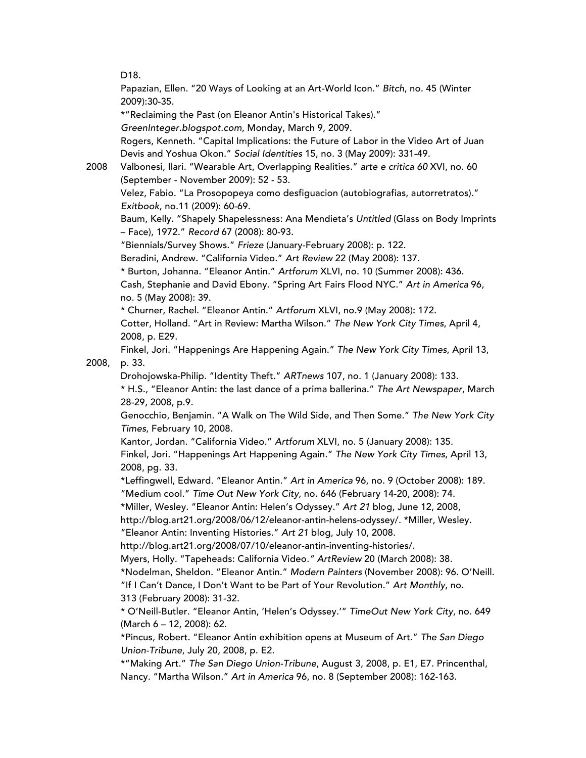D18.

Papazian, Ellen. "20 Ways of Looking at an Art-World Icon." *Bitch*, no. 45 (Winter 2009):30-35.

*"Reclaiming the Past (on Eleanor Antin's Historical Takes)." *GreenInteger.blogspot.com*, Monday, March 9, 2009.

Rogers, Kenneth. "Capital Implications: the Future of Labor in the Video Art of Juan Devis and Yoshua Okon." *Social Identities* 15, no. 3 (May 2009): 331-49.

2008 Valbonesi, Ilari. "Wearable Art, Overlapping Realities." *arte e critica 60* XVI, no. 60 (September - November 2009): 52 - 53.

Velez, Fabio. "La Prosopopeya como desfiguacion (autobiografias, autorretratos)." *Exitbook*, no.11 (2009): 60-69.

Baum, Kelly. "Shapely Shapelessness: Ana Mendieta's *Untitled* (Glass on Body Imprints – Face), 1972." *Record* 67 (2008): 80-93.

"Biennials/Survey Shows." *Frieze* (January-February 2008): p. 122.

Beradini, Andrew. "California Video." *Art Review* 22 (May 2008): 137.

* Burton, Johanna. "Eleanor Antin." *Artforum* XLVI, no. 10 (Summer 2008): 436.

Cash, Stephanie and David Ebony. "Spring Art Fairs Flood NYC." *Art in America* 96, no. 5 (May 2008): 39.

* Churner, Rachel. "Eleanor Antin." *Artforum* XLVI, no.9 (May 2008): 172.

Cotter, Holland. "Art in Review: Martha Wilson." *The New York City Times*, April 4, 2008, p. E29.

Finkel, Jori. "Happenings Are Happening Again." *The New York City Times*, April 13, 2008, p. 33.

Drohojowska-Philip. "Identity Theft." *ARTnews* 107, no. 1 (January 2008): 133.

* H.S., "Eleanor Antin: the last dance of a prima ballerina." *The Art Newspaper*, March 28-29, 2008, p.9.

Genocchio, Benjamin. "A Walk on The Wild Side, and Then Some." *The New York City Times*, February 10, 2008.

Kantor, Jordan. "California Video." *Artforum* XLVI, no. 5 (January 2008): 135.

Finkel, Jori. "Happenings Art Happening Again." *The New York City Times*, April 13, 2008, pg. 33.

*Leffingwell, Edward. "Eleanor Antin." *Art in America* 96, no. 9 (October 2008): 189.

"Medium cool." *Time Out New York City*, no. 646 (February 14-20, 2008): 74.

*Miller, Wesley. "Eleanor Antin: Helen's Odyssey." *Art 21* blog, June 12, 2008, http://blog.art21.org/2008/06/12/eleanor-antin-helens-odyssey/. *Miller, Wesley. "Eleanor Antin: Inventing Histories." *Art 21* blog, July 10, 2008. http://blog.art21.org/2008/07/10/eleanor-antin-inventing-histories/.

Myers, Holly. "Tapeheads: California Video." *ArtReview* 20 (March 2008): 38.

*Nodelman, Sheldon. "Eleanor Antin." *Modern Painters* (November 2008): 96. O'Neill. "If I Can't Dance, I Don't Want to be Part of Your Revolution." *Art Monthly*, no. 313 (February 2008): 31-32.

* O'Neill-Butler. "Eleanor Antin, 'Helen's Odyssey.'" *TimeOut New York City*, no. 649 (March 6 – 12, 2008): 62.

*Pincus, Robert. "Eleanor Antin exhibition opens at Museum of Art." *The San Diego Union-Tribune*, July 20, 2008, p. E2.

*"Making Art." *The San Diego Union-Tribune*, August 3, 2008, p. E1, E7. Princenthal, Nancy. "Martha Wilson." *Art in America* 96, no. 8 (September 2008): 162-163.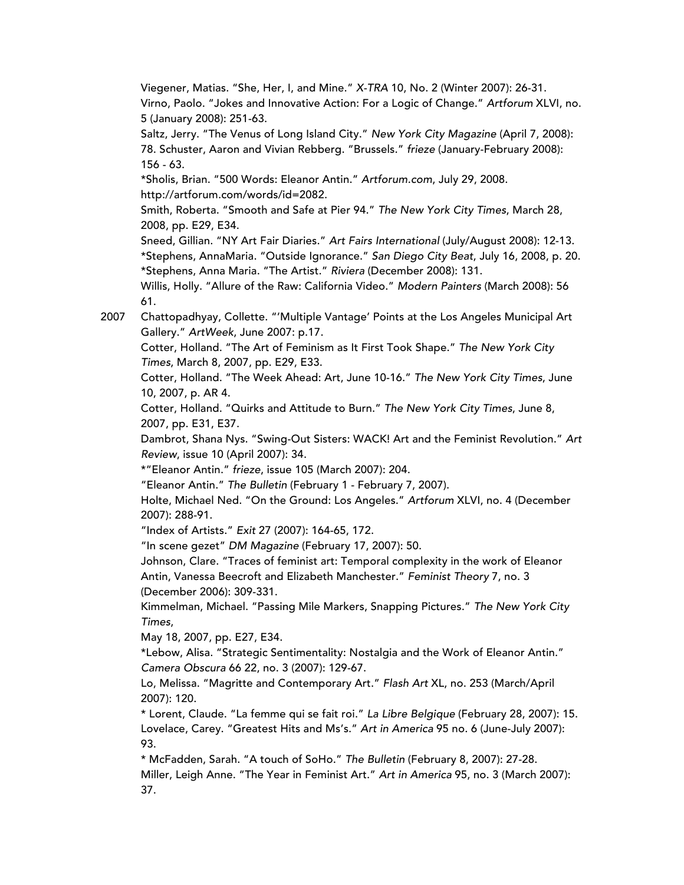Viegener, Matias. "She, Her, I, and Mine." *X-TRA* 10, No. 2 (Winter 2007): 26-31.
Virno, Paolo. "Jokes and Innovative Action: For a Logic of Change." *Artforum* XLVI, no. 5 (January 2008): 251-63.
Saltz, Jerry. "The Venus of Long Island City." *New York City Magazine* (April 7, 2008): 78. Schuster, Aaron and Vivian Rebberg. "Brussels." *frieze* (January-February 2008): 156 - 63.
*Sholis, Brian. "500 Words: Eleanor Antin." *Artforum.com*, July 29, 2008. http://artforum.com/words/id=2082.
Smith, Roberta. "Smooth and Safe at Pier 94." *The New York City Times*, March 28, 2008, pp. E29, E34.
Sneed, Gillian. "NY Art Fair Diaries." *Art Fairs International* (July/August 2008): 12-13.
*Stephens, AnnaMaria. "Outside Ignorance." *San Diego City Beat*, July 16, 2008, p. 20.
*Stephens, Anna Maria. "The Artist." *Riviera* (December 2008): 131.
Willis, Holly. "Allure of the Raw: California Video." *Modern Painters* (March 2008): 56 61.

2007 Chattopadhyay, Collette. "'Multiple Vantage' Points at the Los Angeles Municipal Art Gallery." *ArtWeek*, June 2007: p.17.
Cotter, Holland. "The Art of Feminism as It First Took Shape." *The New York City Times*, March 8, 2007, pp. E29, E33.
Cotter, Holland. "The Week Ahead: Art, June 10-16." *The New York City Times*, June 10, 2007, p. AR 4.
Cotter, Holland. "Quirks and Attitude to Burn." *The New York City Times*, June 8, 2007, pp. E31, E37.
Dambrot, Shana Nys. "Swing-Out Sisters: WACK! Art and the Feminist Revolution." *Art Review*, issue 10 (April 2007): 34.
*"Eleanor Antin." *frieze*, issue 105 (March 2007): 204.
"Eleanor Antin." *The Bulletin* (February 1 - February 7, 2007).
Holte, Michael Ned. "On the Ground: Los Angeles." *Artforum* XLVI, no. 4 (December 2007): 288-91.
"Index of Artists." *Exit* 27 (2007): 164-65, 172.
"In scene gezet" *DM Magazine* (February 17, 2007): 50.
Johnson, Clare. "Traces of feminist art: Temporal complexity in the work of Eleanor Antin, Vanessa Beecroft and Elizabeth Manchester." *Feminist Theory* 7, no. 3 (December 2006): 309-331.
Kimmelman, Michael. "Passing Mile Markers, Snapping Pictures." *The New York City Times*,
May 18, 2007, pp. E27, E34.
*Lebow, Alisa. "Strategic Sentimentality: Nostalgia and the Work of Eleanor Antin." *Camera Obscura* 66 22, no. 3 (2007): 129-67.
Lo, Melissa. "Magritte and Contemporary Art." *Flash Art* XL, no. 253 (March/April 2007): 120.
* Lorent, Claude. "La femme qui se fait roi." *La Libre Belgique* (February 28, 2007): 15.
Lovelace, Carey. "Greatest Hits and Ms's." *Art in America* 95 no. 6 (June-July 2007): 93.
* McFadden, Sarah. "A touch of SoHo." *The Bulletin* (February 8, 2007): 27-28.
Miller, Leigh Anne. "The Year in Feminist Art." *Art in America* 95, no. 3 (March 2007): 37.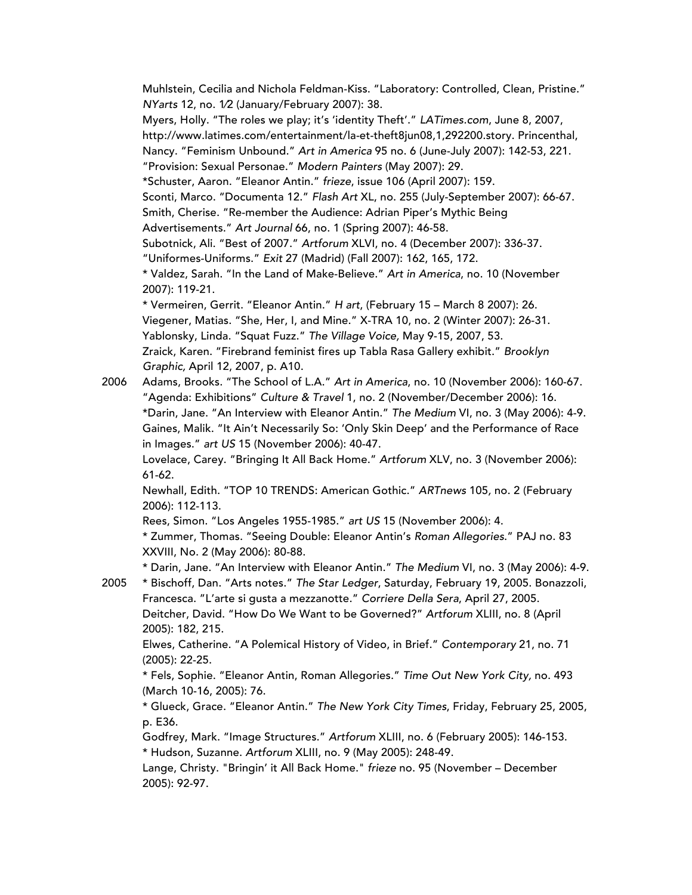Muhlstein, Cecilia and Nichola Feldman-Kiss. "Laboratory: Controlled, Clean, Pristine." *NYarts* 12, no. 1⁄2 (January/February 2007): 38.
Myers, Holly. "The roles we play; it's 'identity Theft'." *LATimes.com*, June 8, 2007, http://www.latimes.com/entertainment/la-et-theft8jun08,1,292200.story. Princenthal, Nancy. "Feminism Unbound." *Art in America* 95 no. 6 (June-July 2007): 142-53, 221.
"Provision: Sexual Personae." *Modern Painters* (May 2007): 29.
*Schuster, Aaron. "Eleanor Antin." *frieze*, issue 106 (April 2007): 159.
Sconti, Marco. "Documenta 12." *Flash Art* XL, no. 255 (July-September 2007): 66-67.
Smith, Cherise. "Re-member the Audience: Adrian Piper's Mythic Being Advertisements." *Art Journal* 66, no. 1 (Spring 2007): 46-58.
Subotnick, Ali. "Best of 2007." *Artforum* XLVI, no. 4 (December 2007): 336-37.
"Uniformes-Uniforms." *Exit* 27 (Madrid) (Fall 2007): 162, 165, 172.
\* Valdez, Sarah. "In the Land of Make-Believe." *Art in America*, no. 10 (November 2007): 119-21.
\* Vermeiren, Gerrit. "Eleanor Antin." *H art*, (February 15 – March 8 2007): 26.
Viegener, Matias. "She, Her, I, and Mine." X-TRA 10, no. 2 (Winter 2007): 26-31.
Yablonsky, Linda. "Squat Fuzz." *The Village Voice,* May 9-15, 2007, 53.
Zraick, Karen. "Firebrand feminist fires up Tabla Rasa Gallery exhibit." *Brooklyn Graphic,* April 12, 2007, p. A10.

2006 Adams, Brooks. "The School of L.A." *Art in America*, no. 10 (November 2006): 160-67.
"Agenda: Exhibitions" *Culture & Travel* 1, no. 2 (November/December 2006): 16.
*Darin, Jane. "An Interview with Eleanor Antin." *The Medium* VI, no. 3 (May 2006): 4-9.
Gaines, Malik. "It Ain't Necessarily So: 'Only Skin Deep' and the Performance of Race in Images." *art US* 15 (November 2006): 40-47.
Lovelace, Carey. "Bringing It All Back Home." *Artforum* XLV, no. 3 (November 2006): 61-62.
Newhall, Edith. "TOP 10 TRENDS: American Gothic." *ARTnews* 105, no. 2 (February 2006): 112-113.
Rees, Simon. "Los Angeles 1955-1985." *art US* 15 (November 2006): 4.
\* Zummer, Thomas. "Seeing Double: Eleanor Antin's *Roman Allegories*." PAJ no. 83 XXVIII, No. 2 (May 2006): 80-88.
\* Darin, Jane. "An Interview with Eleanor Antin." *The Medium* VI, no. 3 (May 2006): 4-9.

2005 \* Bischoff, Dan. "Arts notes." *The Star Ledger*, Saturday, February 19, 2005. Bonazzoli, Francesca. "L'arte si gusta a mezzanotte." *Corriere Della Sera*, April 27, 2005.
Deitcher, David. "How Do We Want to be Governed?" *Artforum* XLIII, no. 8 (April 2005): 182, 215.
Elwes, Catherine. "A Polemical History of Video, in Brief." *Contemporary* 21, no. 71 (2005): 22-25.
\* Fels, Sophie. "Eleanor Antin, Roman Allegories." *Time Out New York City,* no. 493 (March 10-16, 2005): 76.
\* Glueck, Grace. "Eleanor Antin." *The New York City Times*, Friday, February 25, 2005, p. E36.
Godfrey, Mark. "Image Structures." *Artforum* XLIII, no. 6 (February 2005): 146-153.
\* Hudson, Suzanne. *Artforum* XLIII, no. 9 (May 2005): 248-49.
Lange, Christy. "Bringin' it All Back Home." *frieze* no. 95 (November – December 2005): 92-97.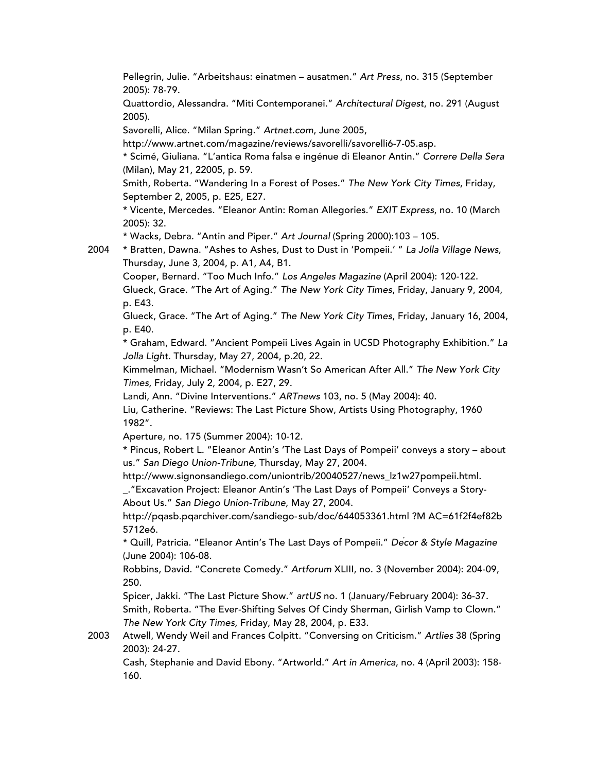Pellegrin, Julie. "Arbeitshaus: einatmen – ausatmen." *Art Press*, no. 315 (September 2005): 78-79.

Quattordio, Alessandra. "Miti Contemporanei." *Architectural Digest*, no. 291 (August 2005).

Savorelli, Alice. "Milan Spring." *Artnet.com*, June 2005, http://www.artnet.com/magazine/reviews/savorelli/savorelli6-7-05.asp.

* Scimé, Giuliana. "L'antica Roma falsa e ingénue di Eleanor Antin." *Correre Della Sera* (Milan), May 21, 22005, p. 59.

Smith, Roberta. "Wandering In a Forest of Poses." *The New York City Times*, Friday, September 2, 2005, p. E25, E27.

* Vicente, Mercedes. "Eleanor Antin: Roman Allegories." *EXIT Express*, no. 10 (March 2005): 32.

* Wacks, Debra. "Antin and Piper." *Art Journal* (Spring 2000):103 – 105.

2004 * Bratten, Dawna. "Ashes to Ashes, Dust to Dust in 'Pompeii.' " *La Jolla Village News*, Thursday, June 3, 2004, p. A1, A4, B1.

Cooper, Bernard. "Too Much Info." *Los Angeles Magazine* (April 2004): 120-122.

Glueck, Grace. "The Art of Aging." *The New York City Times*, Friday, January 9, 2004, p. E43.

Glueck, Grace. "The Art of Aging." *The New York City Times*, Friday, January 16, 2004, p. E40.

* Graham, Edward. "Ancient Pompeii Lives Again in UCSD Photography Exhibition." *La Jolla Light*. Thursday, May 27, 2004, p.20, 22.

Kimmelman, Michael. "Modernism Wasn't So American After All." *The New York City Times*, Friday, July 2, 2004, p. E27, 29.

Landi, Ann. "Divine Interventions." *ARTnews* 103, no. 5 (May 2004): 40.

Liu, Catherine. "Reviews: The Last Picture Show, Artists Using Photography, 1960 1982".

Aperture, no. 175 (Summer 2004): 10-12.

* Pincus, Robert L. "Eleanor Antin's 'The Last Days of Pompeii' conveys a story – about us." *San Diego Union-Tribune*, Thursday, May 27, 2004. http://www.signonsandiego.com/uniontrib/20040527/news_lz1w27pompeii.html.

_."Excavation Project: Eleanor Antin's 'The Last Days of Pompeii' Conveys a Story-About Us." *San Diego Union-Tribune*, May 27, 2004. http://pqasb.pqarchiver.com/sandiego-sub/doc/644053361.html ?M AC=61f2f4ef82b 5712e6.

* Quill, Patricia. "Eleanor Antin's The Last Days of Pompeii." *Décor & Style Magazine* (June 2004): 106-08.

Robbins, David. "Concrete Comedy." *Artforum* XLIII, no. 3 (November 2004): 204-09, 250.

Spicer, Jakki. "The Last Picture Show." *artUS* no. 1 (January/February 2004): 36-37.

Smith, Roberta. "The Ever-Shifting Selves Of Cindy Sherman, Girlish Vamp to Clown." *The New York City Times,* Friday, May 28, 2004, p. E33.

2003 Atwell, Wendy Weil and Frances Colpitt. "Conversing on Criticism." *Artlies* 38 (Spring 2003): 24-27.

Cash, Stephanie and David Ebony. "Artworld." *Art in America*, no. 4 (April 2003): 158-160.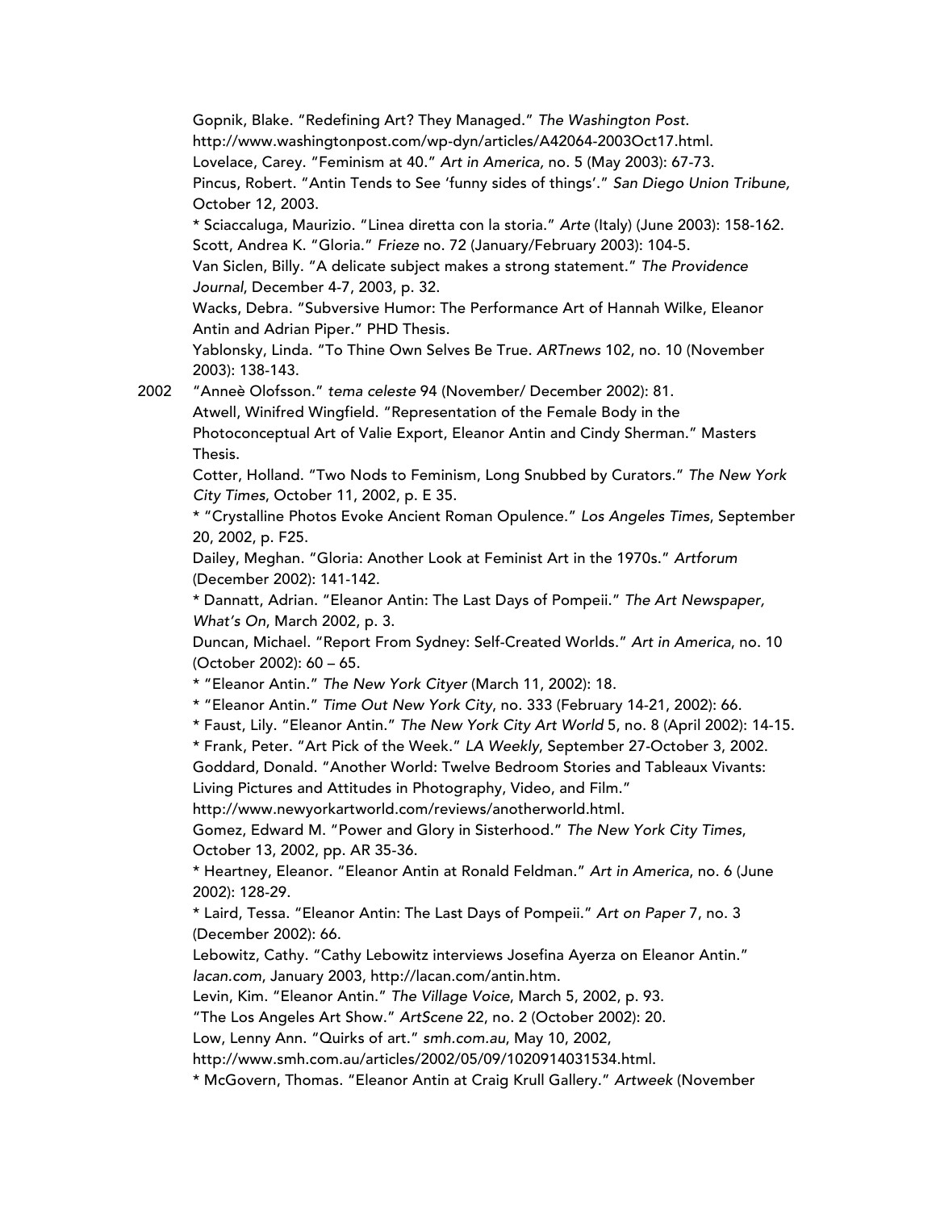Gopnik, Blake. "Redefining Art? They Managed." *The Washington Post*. http://www.washingtonpost.com/wp-dyn/articles/A42064-2003Oct17.html.

Lovelace, Carey. "Feminism at 40." *Art in America*, no. 5 (May 2003): 67-73.

Pincus, Robert. "Antin Tends to See 'funny sides of things'." *San Diego Union Tribune*, October 12, 2003.

* Sciaccaluga, Maurizio. "Linea diretta con la storia." *Arte* (Italy) (June 2003): 158-162.

Scott, Andrea K. "Gloria." *Frieze* no. 72 (January/February 2003): 104-5.

Van Siclen, Billy. "A delicate subject makes a strong statement." *The Providence Journal*, December 4-7, 2003, p. 32.

Wacks, Debra. "Subversive Humor: The Performance Art of Hannah Wilke, Eleanor Antin and Adrian Piper." PHD Thesis.

Yablonsky, Linda. "To Thine Own Selves Be True. *ARTnews* 102, no. 10 (November 2003): 138-143.

2002 "Anneè Olofsson." *tema celeste* 94 (November/ December 2002): 81.

Atwell, Winifred Wingfield. "Representation of the Female Body in the Photoconceptual Art of Valie Export, Eleanor Antin and Cindy Sherman." Masters Thesis.

Cotter, Holland. "Two Nods to Feminism, Long Snubbed by Curators." *The New York City Times*, October 11, 2002, p. E 35.

* "Crystalline Photos Evoke Ancient Roman Opulence." *Los Angeles Times*, September 20, 2002, p. F25.

Dailey, Meghan. "Gloria: Another Look at Feminist Art in the 1970s." *Artforum* (December 2002): 141-142.

* Dannatt, Adrian. "Eleanor Antin: The Last Days of Pompeii." *The Art Newspaper, What's On*, March 2002, p. 3.

Duncan, Michael. "Report From Sydney: Self-Created Worlds." *Art in America*, no. 10 (October 2002): 60 – 65.

* "Eleanor Antin." *The New York Cityer* (March 11, 2002): 18.

* "Eleanor Antin." *Time Out New York City*, no. 333 (February 14-21, 2002): 66.

* Faust, Lily. "Eleanor Antin." *The New York City Art World* 5, no. 8 (April 2002): 14-15.

* Frank, Peter. "Art Pick of the Week." *LA Weekly*, September 27-October 3, 2002.

Goddard, Donald. "Another World: Twelve Bedroom Stories and Tableaux Vivants: Living Pictures and Attitudes in Photography, Video, and Film." http://www.newyorkartworld.com/reviews/anotherworld.html.

Gomez, Edward M. "Power and Glory in Sisterhood." *The New York City Times*, October 13, 2002, pp. AR 35-36.

* Heartney, Eleanor. "Eleanor Antin at Ronald Feldman." *Art in America*, no. 6 (June 2002): 128-29.

* Laird, Tessa. "Eleanor Antin: The Last Days of Pompeii." *Art on Paper* 7, no. 3 (December 2002): 66.

Lebowitz, Cathy. "Cathy Lebowitz interviews Josefina Ayerza on Eleanor Antin." *lacan.com*, January 2003, http://lacan.com/antin.htm.

Levin, Kim. "Eleanor Antin." *The Village Voice*, March 5, 2002, p. 93.

"The Los Angeles Art Show." *ArtScene* 22, no. 2 (October 2002): 20.

Low, Lenny Ann. "Quirks of art." *smh.com.au*, May 10, 2002, http://www.smh.com.au/articles/2002/05/09/1020914031534.html.

* McGovern, Thomas. "Eleanor Antin at Craig Krull Gallery." *Artweek* (November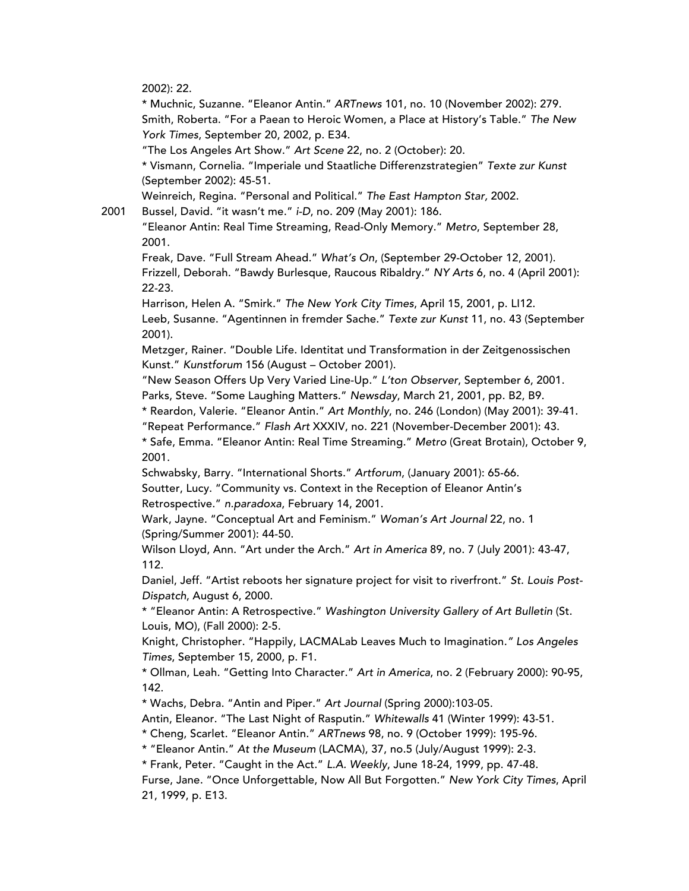2002): 22.

* Muchnic, Suzanne. "Eleanor Antin." *ARTnews* 101, no. 10 (November 2002): 279.

Smith, Roberta. "For a Paean to Heroic Women, a Place at History's Table." *The New York Times*, September 20, 2002, p. E34.

"The Los Angeles Art Show." *Art Scene* 22, no. 2 (October): 20.

* Vismann, Cornelia. "Imperiale und Staatliche Differenzstrategien" *Texte zur Kunst* (September 2002): 45-51.

Weinreich, Regina. "Personal and Political." *The East Hampton Star,* 2002.

2001 Bussel, David. "it wasn't me." *i-D*, no. 209 (May 2001): 186.

"Eleanor Antin: Real Time Streaming, Read-Only Memory." *Metro*, September 28, 2001.

Freak, Dave. "Full Stream Ahead." *What's On*, (September 29-October 12, 2001).

Frizzell, Deborah. "Bawdy Burlesque, Raucous Ribaldry." *NY Arts* 6, no. 4 (April 2001): 22-23.

Harrison, Helen A. "Smirk." *The New York City Times*, April 15, 2001, p. LI12.

Leeb, Susanne. "Agentinnen in fremder Sache." *Texte zur Kunst* 11, no. 43 (September 2001).

Metzger, Rainer. "Double Life. Identitat und Transformation in der Zeitgenossischen Kunst." *Kunstforum* 156 (August – October 2001).

"New Season Offers Up Very Varied Line-Up." *L'ton Observer*, September 6, 2001.

Parks, Steve. "Some Laughing Matters." *Newsday*, March 21, 2001, pp. B2, B9.

* Reardon, Valerie. "Eleanor Antin." *Art Monthly*, no. 246 (London) (May 2001): 39-41.

"Repeat Performance." *Flash Art* XXXIV, no. 221 (November-December 2001): 43.

* Safe, Emma. "Eleanor Antin: Real Time Streaming." *Metro* (Great Brotain), October 9, 2001.

Schwabsky, Barry. "International Shorts." *Artforum*, (January 2001): 65-66.

Soutter, Lucy. "Community vs. Context in the Reception of Eleanor Antin's Retrospective." *n.paradoxa*, February 14, 2001.

Wark, Jayne. "Conceptual Art and Feminism." *Woman's Art Journal* 22, no. 1 (Spring/Summer 2001): 44-50.

Wilson Lloyd, Ann. "Art under the Arch." *Art in America* 89, no. 7 (July 2001): 43-47, 112.

Daniel, Jeff. "Artist reboots her signature project for visit to riverfront." *St. Louis Post-Dispatch*, August 6, 2000.

* "Eleanor Antin: A Retrospective." *Washington University Gallery of Art Bulletin* (St. Louis, MO), (Fall 2000): 2-5.

Knight, Christopher. "Happily, LACMALab Leaves Much to Imagination." *Los Angeles Times*, September 15, 2000, p. F1.

* Ollman, Leah. "Getting Into Character." *Art in America*, no. 2 (February 2000): 90-95, 142.

* Wachs, Debra. "Antin and Piper." *Art Journal* (Spring 2000):103-05.

Antin, Eleanor. "The Last Night of Rasputin." *Whitewalls* 41 (Winter 1999): 43-51.

* Cheng, Scarlet. "Eleanor Antin." *ARTnews* 98, no. 9 (October 1999): 195-96.

* "Eleanor Antin." *At the Museum* (LACMA), 37, no.5 (July/August 1999): 2-3.

* Frank, Peter. "Caught in the Act." *L.A. Weekly*, June 18-24, 1999, pp. 47-48.

Furse, Jane. "Once Unforgettable, Now All But Forgotten." *New York City Times*, April 21, 1999, p. E13.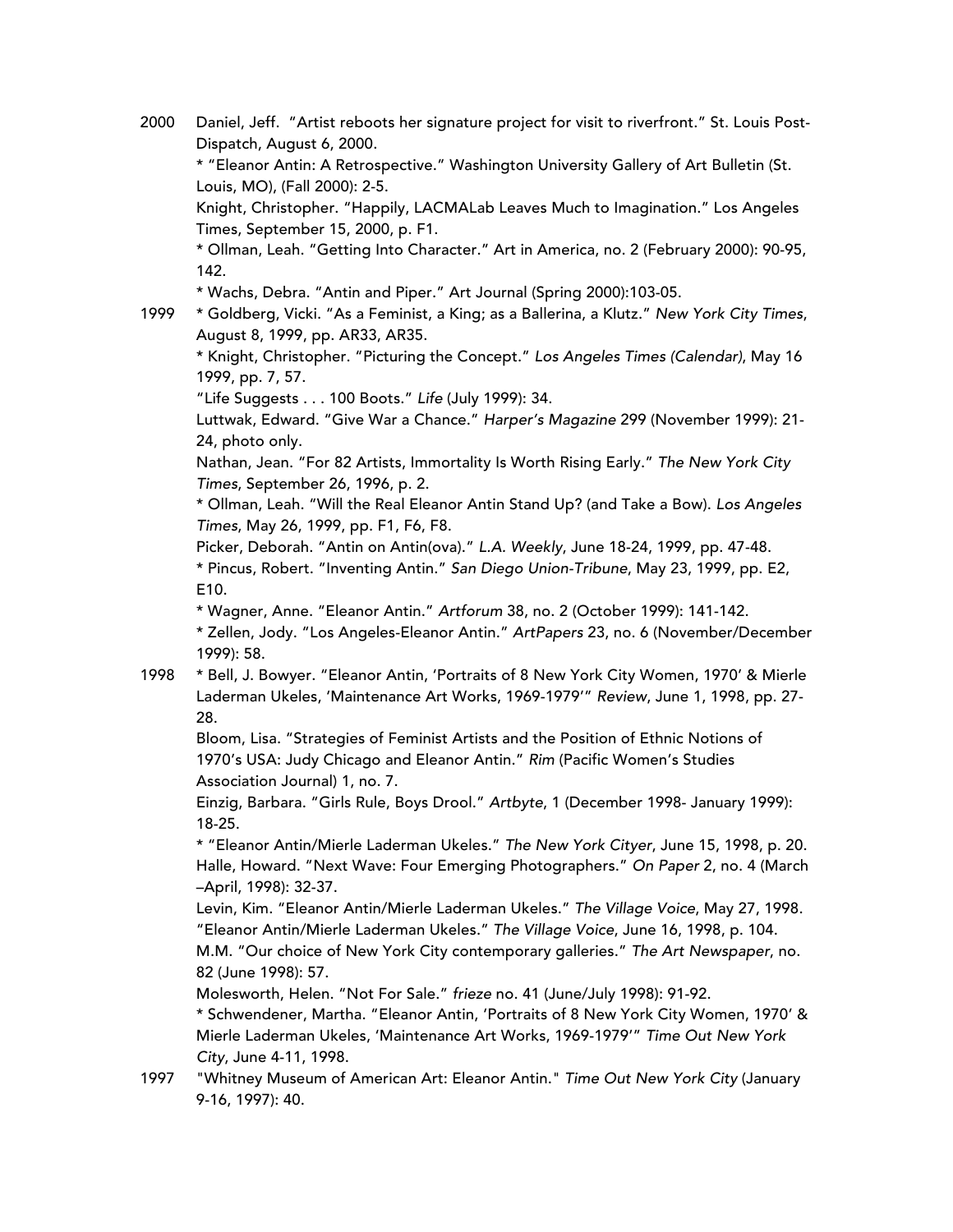2000 Daniel, Jeff. "Artist reboots her signature project for visit to riverfront." St. Louis Post-Dispatch, August 6, 2000.

* "Eleanor Antin: A Retrospective." Washington University Gallery of Art Bulletin (St. Louis, MO), (Fall 2000): 2-5.

Knight, Christopher. "Happily, LACMALab Leaves Much to Imagination." Los Angeles Times, September 15, 2000, p. F1.

* Ollman, Leah. "Getting Into Character." Art in America, no. 2 (February 2000): 90-95, 142.

* Wachs, Debra. "Antin and Piper." Art Journal (Spring 2000):103-05.

1999 * Goldberg, Vicki. "As a Feminist, a King; as a Ballerina, a Klutz." *New York City Times*, August 8, 1999, pp. AR33, AR35.

* Knight, Christopher. "Picturing the Concept." *Los Angeles Times (Calendar)*, May 16 1999, pp. 7, 57.

"Life Suggests . . . 100 Boots." *Life* (July 1999): 34.

Luttwak, Edward. "Give War a Chance." *Harper's Magazine* 299 (November 1999): 21-24, photo only.

Nathan, Jean. "For 82 Artists, Immortality Is Worth Rising Early." *The New York City Times*, September 26, 1996, p. 2.

* Ollman, Leah. "Will the Real Eleanor Antin Stand Up? (and Take a Bow). *Los Angeles Times*, May 26, 1999, pp. F1, F6, F8.

Picker, Deborah. "Antin on Antin(ova)." *L.A. Weekly*, June 18-24, 1999, pp. 47-48.

* Pincus, Robert. "Inventing Antin." *San Diego Union-Tribune*, May 23, 1999, pp. E2, E10.

* Wagner, Anne. "Eleanor Antin." *Artforum* 38, no. 2 (October 1999): 141-142.

* Zellen, Jody. "Los Angeles-Eleanor Antin." *ArtPapers* 23, no. 6 (November/December 1999): 58.

1998 * Bell, J. Bowyer. "Eleanor Antin, 'Portraits of 8 New York City Women, 1970' & Mierle Laderman Ukeles, 'Maintenance Art Works, 1969-1979'" *Review*, June 1, 1998, pp. 27-28.

Bloom, Lisa. "Strategies of Feminist Artists and the Position of Ethnic Notions of 1970's USA: Judy Chicago and Eleanor Antin." *Rim* (Pacific Women's Studies Association Journal) 1, no. 7.

Einzig, Barbara. "Girls Rule, Boys Drool." *Artbyte*, 1 (December 1998- January 1999): 18-25.

* "Eleanor Antin/Mierle Laderman Ukeles." *The New York Cityer*, June 15, 1998, p. 20.

Halle, Howard. "Next Wave: Four Emerging Photographers." *On Paper* 2, no. 4 (March –April, 1998): 32-37.

Levin, Kim. "Eleanor Antin/Mierle Laderman Ukeles." *The Village Voice*, May 27, 1998.

"Eleanor Antin/Mierle Laderman Ukeles." *The Village Voice*, June 16, 1998, p. 104.

M.M. "Our choice of New York City contemporary galleries." *The Art Newspaper*, no. 82 (June 1998): 57.

Molesworth, Helen. "Not For Sale." *frieze* no. 41 (June/July 1998): 91-92.

* Schwendener, Martha. "Eleanor Antin, 'Portraits of 8 New York City Women, 1970' & Mierle Laderman Ukeles, 'Maintenance Art Works, 1969-1979'" *Time Out New York City*, June 4-11, 1998.

1997 "Whitney Museum of American Art: Eleanor Antin." *Time Out New York City* (January 9-16, 1997): 40.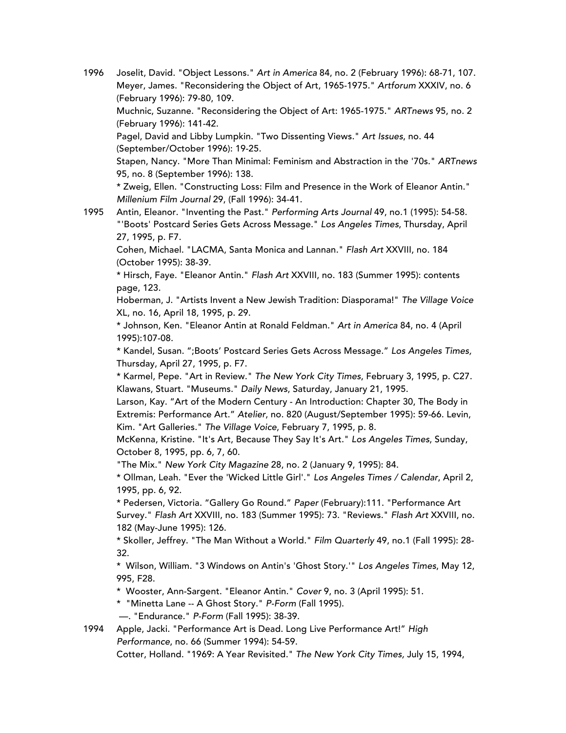1996 Joselit, David. "Object Lessons." *Art in America* 84, no. 2 (February 1996): 68-71, 107.
Meyer, James. "Reconsidering the Object of Art, 1965-1975." *Artforum* XXXIV, no. 6 (February 1996): 79-80, 109.
Muchnic, Suzanne. "Reconsidering the Object of Art: 1965-1975." *ARTnews* 95, no. 2 (February 1996): 141-42.
Pagel, David and Libby Lumpkin. "Two Dissenting Views." *Art Issues*, no. 44 (September/October 1996): 19-25.
Stapen, Nancy. "More Than Minimal: Feminism and Abstraction in the '70s." *ARTnews* 95, no. 8 (September 1996): 138.
* Zweig, Ellen. "Constructing Loss: Film and Presence in the Work of Eleanor Antin." *Millenium Film Journal* 29, (Fall 1996): 34-41.

1995 Antin, Eleanor. "Inventing the Past." *Performing Arts Journal* 49, no.1 (1995): 54-58.
"'Boots' Postcard Series Gets Across Message." *Los Angeles Times*, Thursday, April 27, 1995, p. F7.
Cohen, Michael. "LACMA, Santa Monica and Lannan." *Flash Art* XXVIII, no. 184 (October 1995): 38-39.
* Hirsch, Faye. "Eleanor Antin." *Flash Art* XXVIII, no. 183 (Summer 1995): contents page, 123.
Hoberman, J. "Artists Invent a New Jewish Tradition: Diasporama!" *The Village Voice* XL, no. 16, April 18, 1995, p. 29.
* Johnson, Ken. "Eleanor Antin at Ronald Feldman." *Art in America* 84, no. 4 (April 1995):107-08.
* Kandel, Susan. ";Boots' Postcard Series Gets Across Message." *Los Angeles Times*, Thursday, April 27, 1995, p. F7.
* Karmel, Pepe. "Art in Review." *The New York City Times*, February 3, 1995, p. C27.
Klawans, Stuart. "Museums." *Daily News*, Saturday, January 21, 1995.
Larson, Kay. "Art of the Modern Century - An Introduction: Chapter 30, The Body in Extremis: Performance Art." *Atelier*, no. 820 (August/September 1995): 59-66. Levin, Kim. "Art Galleries." *The Village Voice*, February 7, 1995, p. 8.
McKenna, Kristine. "It's Art, Because They Say It's Art." *Los Angeles Times*, Sunday, October 8, 1995, pp. 6, 7, 60.
"The Mix." *New York City Magazine* 28, no. 2 (January 9, 1995): 84.
* Ollman, Leah. "Ever the 'Wicked Little Girl'." *Los Angeles Times / Calendar*, April 2, 1995, pp. 6, 92.
* Pedersen, Victoria. "Gallery Go Round." *Paper* (February):111. "Performance Art Survey." *Flash Art* XXVIII, no. 183 (Summer 1995): 73. "Reviews." *Flash Art* XXVIII, no. 182 (May-June 1995): 126.
* Skoller, Jeffrey. "The Man Without a World." *Film Quarterly* 49, no.1 (Fall 1995): 28-32.
* Wilson, William. "3 Windows on Antin's 'Ghost Story.'" *Los Angeles Times*, May 12, 995, F28.
* Wooster, Ann-Sargent. "Eleanor Antin." *Cover* 9, no. 3 (April 1995): 51.
* "Minetta Lane -- A Ghost Story." *P-Form* (Fall 1995).
—. "Endurance." *P-Form* (Fall 1995): 38-39.

1994 Apple, Jacki. "Performance Art is Dead. Long Live Performance Art!" *High Performance*, no. 66 (Summer 1994): 54-59.
Cotter, Holland. "1969: A Year Revisited." *The New York City Times*, July 15, 1994,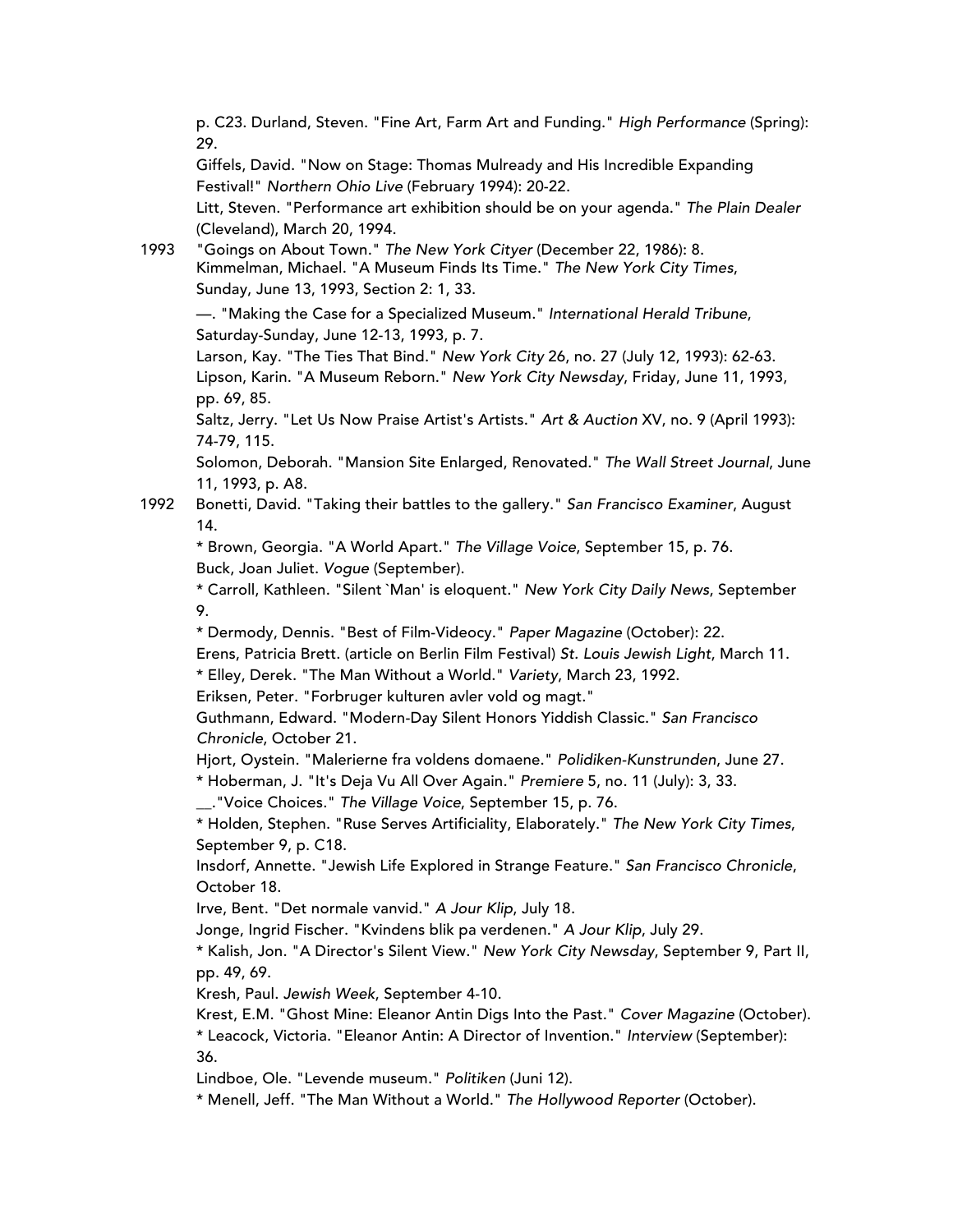p. C23. Durland, Steven. "Fine Art, Farm Art and Funding." *High Performance* (Spring): 29.

Giffels, David. "Now on Stage: Thomas Mulready and His Incredible Expanding Festival!" *Northern Ohio Live* (February 1994): 20-22.

Litt, Steven. "Performance art exhibition should be on your agenda." *The Plain Dealer* (Cleveland), March 20, 1994.

1993 "Goings on About Town." *The New York Cityer* (December 22, 1986): 8.

Kimmelman, Michael. "A Museum Finds Its Time." *The New York City Times*, Sunday, June 13, 1993, Section 2: 1, 33.

—. "Making the Case for a Specialized Museum." *International Herald Tribune*, Saturday-Sunday, June 12-13, 1993, p. 7.

Larson, Kay. "The Ties That Bind." *New York City* 26, no. 27 (July 12, 1993): 62-63.

Lipson, Karin. "A Museum Reborn." *New York City Newsday*, Friday, June 11, 1993, pp. 69, 85.

Saltz, Jerry. "Let Us Now Praise Artist's Artists." *Art & Auction* XV, no. 9 (April 1993): 74-79, 115.

Solomon, Deborah. "Mansion Site Enlarged, Renovated." *The Wall Street Journal*, June 11, 1993, p. A8.

1992 Bonetti, David. "Taking their battles to the gallery." *San Francisco Examiner*, August 14.

* Brown, Georgia. "A World Apart." *The Village Voice*, September 15, p. 76.

Buck, Joan Juliet. *Vogue* (September).

* Carroll, Kathleen. "Silent `Man' is eloquent." *New York City Daily News*, September 9.

* Dermody, Dennis. "Best of Film-Videocy." *Paper Magazine* (October): 22.

Erens, Patricia Brett. (article on Berlin Film Festival) *St. Louis Jewish Light*, March 11.

* Elley, Derek. "The Man Without a World." *Variety*, March 23, 1992.

Eriksen, Peter. "Forbruger kulturen avler vold og magt."

Guthmann, Edward. "Modern-Day Silent Honors Yiddish Classic." *San Francisco Chronicle*, October 21.

Hjort, Oystein. "Malerierne fra voldens domaene." *Polidiken-Kunstrunden*, June 27.

* Hoberman, J. "It's Deja Vu All Over Again." *Premiere* 5, no. 11 (July): 3, 33.

__."Voice Choices." *The Village Voice*, September 15, p. 76.

* Holden, Stephen. "Ruse Serves Artificiality, Elaborately." *The New York City Times*, September 9, p. C18.

Insdorf, Annette. "Jewish Life Explored in Strange Feature." *San Francisco Chronicle*, October 18.

Irve, Bent. "Det normale vanvid." *A Jour Klip*, July 18.

Jonge, Ingrid Fischer. "Kvindens blik pa verdenen." *A Jour Klip*, July 29.

* Kalish, Jon. "A Director's Silent View." *New York City Newsday*, September 9, Part II, pp. 49, 69.

Kresh, Paul. *Jewish Week*, September 4-10.

Krest, E.M. "Ghost Mine: Eleanor Antin Digs Into the Past." *Cover Magazine* (October).

* Leacock, Victoria. "Eleanor Antin: A Director of Invention." *Interview* (September): 36.

Lindboe, Ole. "Levende museum." *Politiken* (Juni 12).

* Menell, Jeff. "The Man Without a World." *The Hollywood Reporter* (October).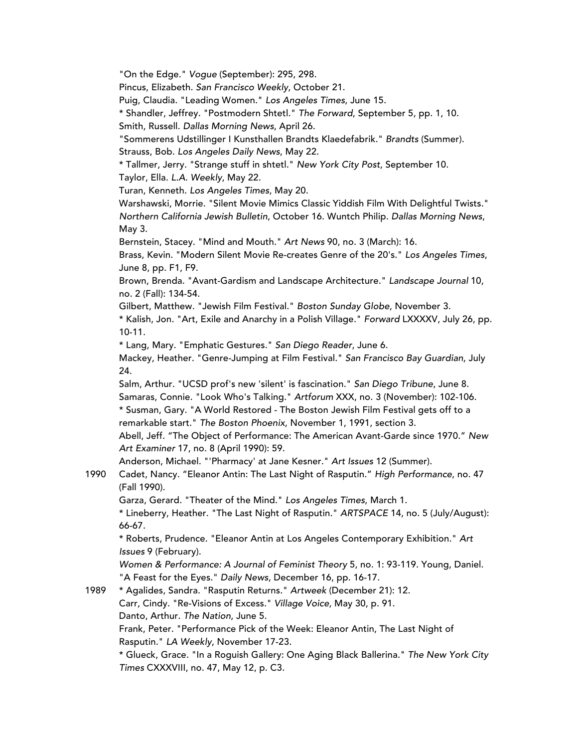"On the Edge." *Vogue* (September): 295, 298.

Pincus, Elizabeth. *San Francisco Weekly*, October 21.

Puig, Claudia. "Leading Women." *Los Angeles Times*, June 15.

* Shandler, Jeffrey. "Postmodern Shtetl." *The Forward*, September 5, pp. 1, 10.

Smith, Russell. *Dallas Morning News*, April 26.

"Sommerens Udstillinger I Kunsthallen Brandts Klaedefabrik." *Brandts* (Summer).

Strauss, Bob. *Los Angeles Daily News*, May 22.

* Tallmer, Jerry. "Strange stuff in shtetl." *New York City Post*, September 10.

Taylor, Ella. *L.A. Weekly*, May 22.

Turan, Kenneth. *Los Angeles Times*, May 20.

Warshawski, Morrie. "Silent Movie Mimics Classic Yiddish Film With Delightful Twists." *Northern California Jewish Bulletin*, October 16. Wuntch Philip. *Dallas Morning News*, May 3.

Bernstein, Stacey. "Mind and Mouth." *Art News* 90, no. 3 (March): 16.

Brass, Kevin. "Modern Silent Movie Re-creates Genre of the 20's." *Los Angeles Times*, June 8, pp. F1, F9.

Brown, Brenda. "Avant-Gardism and Landscape Architecture." *Landscape Journal* 10, no. 2 (Fall): 134-54.

Gilbert, Matthew. "Jewish Film Festival." *Boston Sunday Globe*, November 3.

* Kalish, Jon. "Art, Exile and Anarchy in a Polish Village." *Forward* LXXXXV, July 26, pp. 10-11.

* Lang, Mary. "Emphatic Gestures." *San Diego Reader*, June 6.

Mackey, Heather. "Genre-Jumping at Film Festival." *San Francisco Bay Guardian*, July 24.

Salm, Arthur. "UCSD prof's new 'silent' is fascination." *San Diego Tribune*, June 8.

Samaras, Connie. "Look Who's Talking." *Artforum* XXX, no. 3 (November): 102-106.

* Susman, Gary. "A World Restored - The Boston Jewish Film Festival gets off to a remarkable start." *The Boston Phoenix*, November 1, 1991, section 3.

Abell, Jeff. "The Object of Performance: The American Avant-Garde since 1970." *New Art Examiner* 17, no. 8 (April 1990): 59.

Anderson, Michael. "'Pharmacy' at Jane Kesner." *Art Issues* 12 (Summer).

1990 Cadet, Nancy. "Eleanor Antin: The Last Night of Rasputin." *High Performance*, no. 47 (Fall 1990).

Garza, Gerard. "Theater of the Mind." *Los Angeles Times*, March 1.

* Lineberry, Heather. "The Last Night of Rasputin." *ARTSPACE* 14, no. 5 (July/August): 66-67.

* Roberts, Prudence. "Eleanor Antin at Los Angeles Contemporary Exhibition." *Art Issues* 9 (February).

*Women & Performance: A Journal of Feminist Theory* 5, no. 1: 93-119. Young, Daniel. "A Feast for the Eyes." *Daily News*, December 16, pp. 16-17.

1989 * Agalides, Sandra. "Rasputin Returns." *Artweek* (December 21): 12.

Carr, Cindy. "Re-Visions of Excess." *Village Voice*, May 30, p. 91.

Danto, Arthur. *The Nation*, June 5.

Frank, Peter. "Performance Pick of the Week: Eleanor Antin, The Last Night of Rasputin." *LA Weekly*, November 17-23.

* Glueck, Grace. "In a Roguish Gallery: One Aging Black Ballerina." *The New York City Times* CXXXVIII, no. 47, May 12, p. C3.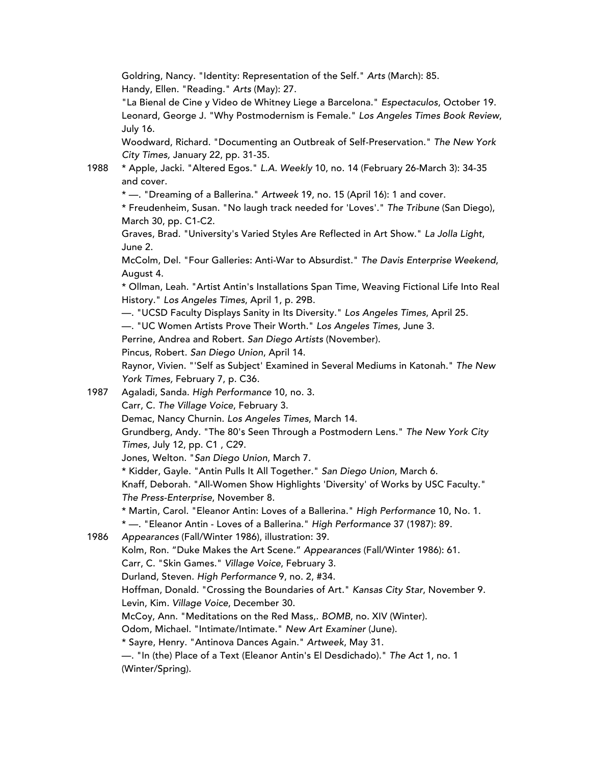Goldring, Nancy. "Identity: Representation of the Self." *Arts* (March): 85.
Handy, Ellen. "Reading." *Arts* (May): 27.
"La Bienal de Cine y Video de Whitney Liege a Barcelona." *Espectaculos*, October 19.
Leonard, George J. "Why Postmodernism is Female." *Los Angeles Times Book Review*, July 16.
Woodward, Richard. "Documenting an Outbreak of Self-Preservation." *The New York City Times,* January 22, pp. 31-35.

1988
* Apple, Jacki. "Altered Egos." *L.A. Weekly* 10, no. 14 (February 26-March 3): 34-35 and cover.
* —. "Dreaming of a Ballerina." *Artweek* 19, no. 15 (April 16): 1 and cover.
* Freudenheim, Susan. "No laugh track needed for 'Loves'." *The Tribune* (San Diego), March 30, pp. C1-C2.
Graves, Brad. "University's Varied Styles Are Reflected in Art Show." *La Jolla Light*, June 2.
McColm, Del. "Four Galleries: Anti-War to Absurdist." *The Davis Enterprise Weekend*, August 4.
* Ollman, Leah. "Artist Antin's Installations Span Time, Weaving Fictional Life Into Real History." *Los Angeles Times*, April 1, p. 29B.
—. "UCSD Faculty Displays Sanity in Its Diversity." *Los Angeles Times*, April 25.
—. "UC Women Artists Prove Their Worth." *Los Angeles Times*, June 3.
Perrine, Andrea and Robert. *San Diego Artists* (November).
Pincus, Robert. *San Diego Union*, April 14.
Raynor, Vivien. "'Self as Subject' Examined in Several Mediums in Katonah." *The New York Times,* February 7, p. C36.

1987
Agaladi, Sanda. *High Performance* 10, no. 3.
Carr, C. *The Village Voice*, February 3.
Demac, Nancy Churnin. *Los Angeles Times*, March 14.
Grundberg, Andy. "The 80's Seen Through a Postmodern Lens." *The New York City Times*, July 12, pp. C1 , C29.
Jones, Welton. "*San Diego Union*, March 7.
* Kidder, Gayle. "Antin Pulls It All Together." *San Diego Union*, March 6.
Knaff, Deborah. "All-Women Show Highlights 'Diversity' of Works by USC Faculty." *The Press-Enterprise*, November 8.
* Martin, Carol. "Eleanor Antin: Loves of a Ballerina." *High Performance* 10, No. 1.
* —. "Eleanor Antin - Loves of a Ballerina." *High Performance* 37 (1987): 89.

1986
*Appearances* (Fall/Winter 1986), illustration: 39.
Kolm, Ron. "Duke Makes the Art Scene." *Appearances* (Fall/Winter 1986): 61.
Carr, C. "Skin Games." *Village Voice*, February 3.
Durland, Steven. *High Performance* 9, no. 2, #34.
Hoffman, Donald. "Crossing the Boundaries of Art." *Kansas City Star*, November 9.
Levin, Kim. *Village Voice*, December 30.
McCoy, Ann. "Meditations on the Red Mass,. *BOMB*, no. XIV (Winter).
Odom, Michael. "Intimate/Intimate." *New Art Examiner* (June).
* Sayre, Henry. "Antinova Dances Again." *Artweek*, May 31.
—. "In (the) Place of a Text (Eleanor Antin's El Desdichado)." *The Act* 1, no. 1 (Winter/Spring).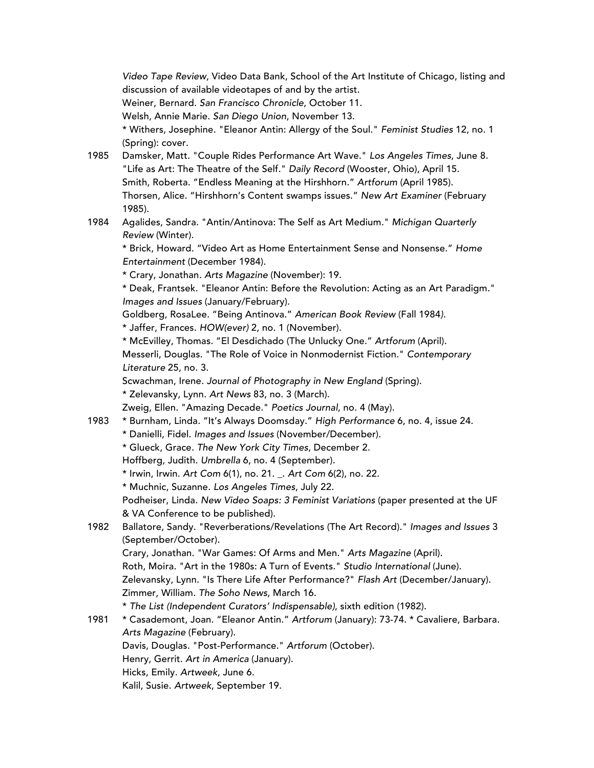*Video Tape Review*, Video Data Bank, School of the Art Institute of Chicago, listing and discussion of available videotapes of and by the artist.
Weiner, Bernard. *San Francisco Chronicle*, October 11.
Welsh, Annie Marie. *San Diego Union*, November 13.
* Withers, Josephine. "Eleanor Antin: Allergy of the Soul." *Feminist Studies* 12, no. 1 (Spring): cover.

1985 Damsker, Matt. "Couple Rides Performance Art Wave." *Los Angeles Times*, June 8.
"Life as Art: The Theatre of the Self." *Daily Record* (Wooster, Ohio), April 15.
Smith, Roberta. "Endless Meaning at the Hirshhorn." *Artforum* (April 1985).
Thorsen, Alice. "Hirshhorn's Content swamps issues." *New Art Examiner* (February 1985).

1984 Agalides, Sandra. "Antin/Antinova: The Self as Art Medium." *Michigan Quarterly Review* (Winter).
* Brick, Howard. "Video Art as Home Entertainment Sense and Nonsense." *Home Entertainment* (December 1984).
* Crary, Jonathan. *Arts Magazine* (November): 19.
* Deak, Frantsek. "Eleanor Antin: Before the Revolution: Acting as an Art Paradigm." *Images and Issues* (January/February).
Goldberg, RosaLee. "Being Antinova." *American Book Review* (Fall 1984).
* Jaffer, Frances. *HOW(ever)* 2, no. 1 (November).
* McEvilley, Thomas. "El Desdichado (The Unlucky One." *Artforum* (April).
Messerli, Douglas. "The Role of Voice in Nonmodernist Fiction." *Contemporary Literature* 25, no. 3.
Scwachman, Irene. *Journal of Photography in New England* (Spring).
* Zelevansky, Lynn. *Art News* 83, no. 3 (March).
Zweig, Ellen. "Amazing Decade." *Poetics Journal*, no. 4 (May).

1983 * Burnham, Linda. "It's Always Doomsday." *High Performance* 6, no. 4, issue 24.
* Danielli, Fidel. *Images and Issues* (November/December).
* Glueck, Grace. *The New York City Times*, December 2.
Hoffberg, Judith. *Umbrella* 6, no. 4 (September).
* Irwin, Irwin. *Art Com* 6(1), no. 21. _. *Art Com* 6(2), no. 22.
* Muchnic, Suzanne. *Los Angeles Times*, July 22.
Podheiser, Linda. *New Video Soaps: 3 Feminist Variations* (paper presented at the UF & VA Conference to be published).

1982 Ballatore, Sandy. "Reverberations/Revelations (The Art Record)." *Images and Issues* 3 (September/October).
Crary, Jonathan. "War Games: Of Arms and Men." *Arts Magazine* (April).
Roth, Moira. "Art in the 1980s: A Turn of Events." *Studio International* (June).
Zelevansky, Lynn. "Is There Life After Performance?" *Flash Art* (December/January).
Zimmer, William. *The Soho News*, March 16.
* *The List (Independent Curators' Indispensable)*, sixth edition (1982).

1981 * Casademont, Joan. "Eleanor Antin." *Artforum* (January): 73-74. * Cavaliere, Barbara. *Arts Magazine* (February).
Davis, Douglas. "Post-Performance." *Artforum* (October).
Henry, Gerrit. *Art in America* (January).
Hicks, Emily. *Artweek*, June 6.
Kalil, Susie. *Artweek*, September 19.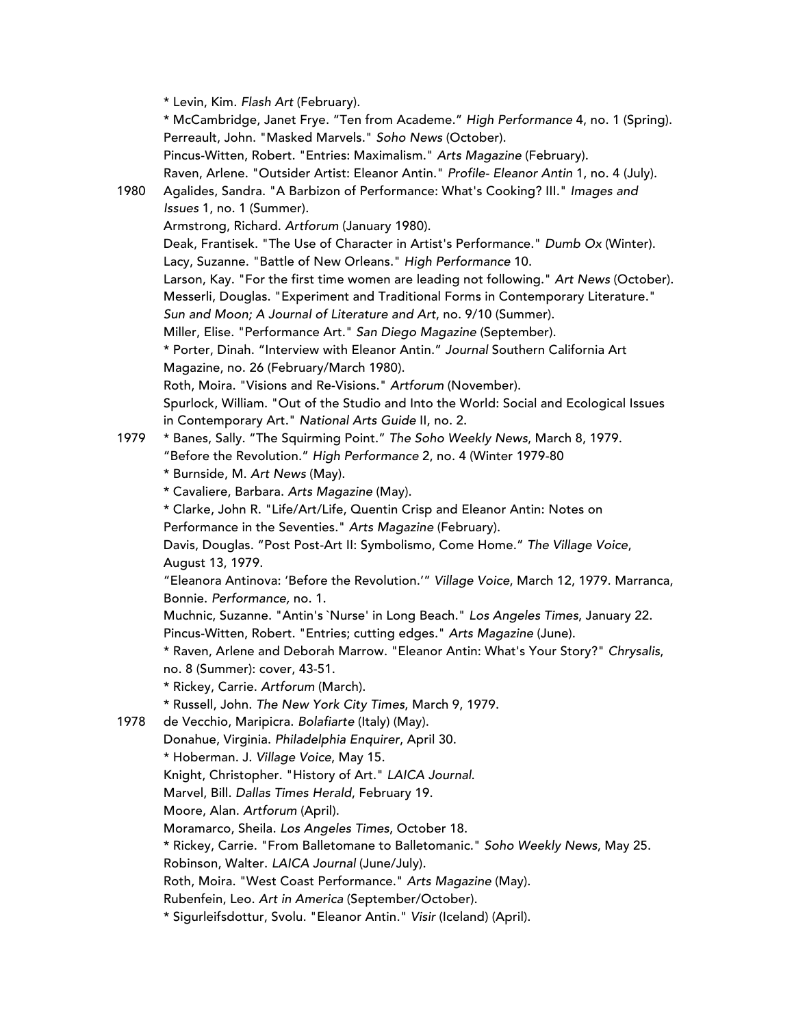* Levin, Kim. *Flash Art* (February).
* McCambridge, Janet Frye. "Ten from Academe." *High Performance* 4, no. 1 (Spring).
Perreault, John. "Masked Marvels." *Soho News* (October).
Pincus-Witten, Robert. "Entries: Maximalism." *Arts Magazine* (February).
Raven, Arlene. "Outsider Artist: Eleanor Antin." *Profile- Eleanor Antin* 1, no. 4 (July).

1980 Agalides, Sandra. "A Barbizon of Performance: What's Cooking? III." *Images and Issues* 1, no. 1 (Summer).
Armstrong, Richard. *Artforum* (January 1980).
Deak, Frantisek. "The Use of Character in Artist's Performance." *Dumb Ox* (Winter).
Lacy, Suzanne. "Battle of New Orleans." *High Performance* 10.
Larson, Kay. "For the first time women are leading not following." *Art News* (October).
Messerli, Douglas. "Experiment and Traditional Forms in Contemporary Literature." *Sun and Moon; A Journal of Literature and Art*, no. 9/10 (Summer).
Miller, Elise. "Performance Art." *San Diego Magazine* (September).
* Porter, Dinah. "Interview with Eleanor Antin." *Journal* Southern California Art Magazine, no. 26 (February/March 1980).
Roth, Moira. "Visions and Re-Visions." *Artforum* (November).
Spurlock, William. "Out of the Studio and Into the World: Social and Ecological Issues in Contemporary Art." *National Arts Guide* II, no. 2.

1979 * Banes, Sally. "The Squirming Point." *The Soho Weekly News*, March 8, 1979.
"Before the Revolution." *High Performance* 2, no. 4 (Winter 1979-80
* Burnside, M. *Art News* (May).
* Cavaliere, Barbara. *Arts Magazine* (May).
* Clarke, John R. "Life/Art/Life, Quentin Crisp and Eleanor Antin: Notes on Performance in the Seventies." *Arts Magazine* (February).
Davis, Douglas. "Post Post-Art II: Symbolismo, Come Home." *The Village Voice*, August 13, 1979.
"Eleanora Antinova: 'Before the Revolution.'" *Village Voice*, March 12, 1979. Marranca, Bonnie. *Performance,* no. 1.
Muchnic, Suzanne. "Antin's `Nurse' in Long Beach." *Los Angeles Times*, January 22.
Pincus-Witten, Robert. "Entries; cutting edges." *Arts Magazine* (June).
* Raven, Arlene and Deborah Marrow. "Eleanor Antin: What's Your Story?" *Chrysalis*, no. 8 (Summer): cover, 43-51.
* Rickey, Carrie. *Artforum* (March).
* Russell, John. *The New York City Times*, March 9, 1979.

1978 de Vecchio, Maripicra. *Bolafiarte* (Italy) (May).
Donahue, Virginia. *Philadelphia Enquirer*, April 30.
* Hoberman. J. *Village Voice*, May 15.
Knight, Christopher. "History of Art." *LAICA Journal*.
Marvel, Bill. *Dallas Times Herald*, February 19.
Moore, Alan. *Artforum* (April).
Moramarco, Sheila. *Los Angeles Times*, October 18.
* Rickey, Carrie. "From Balletomane to Balletomanic." *Soho Weekly News*, May 25.
Robinson, Walter. *LAICA Journal* (June/July).
Roth, Moira. "West Coast Performance." *Arts Magazine* (May).
Rubenfein, Leo. *Art in America* (September/October).
* Sigurleifsdottur, Svolu. "Eleanor Antin." *Visir* (Iceland) (April).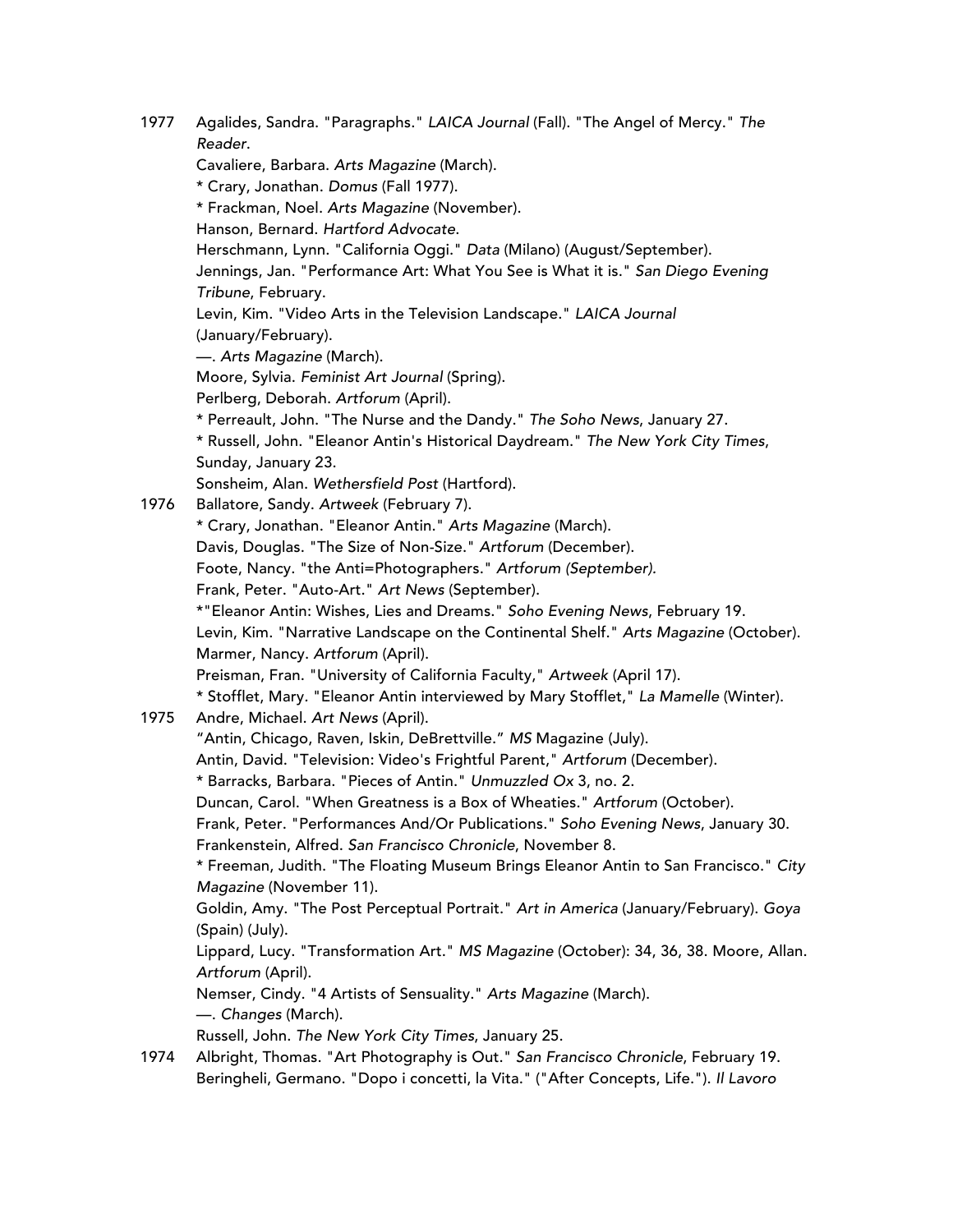1977 Agalides, Sandra. "Paragraphs." *LAICA Journal* (Fall). "The Angel of Mercy." *The Reader*.
Cavaliere, Barbara. *Arts Magazine* (March).
* Crary, Jonathan. *Domus* (Fall 1977).
* Frackman, Noel. *Arts Magazine* (November).
Hanson, Bernard. *Hartford Advocate*.
Herschmann, Lynn. "California Oggi." *Data* (Milano) (August/September).
Jennings, Jan. "Performance Art: What You See is What it is." *San Diego Evening Tribune*, February.
Levin, Kim. "Video Arts in the Television Landscape." *LAICA Journal* (January/February).
—. *Arts Magazine* (March).
Moore, Sylvia. *Feminist Art Journal* (Spring).
Perlberg, Deborah. *Artforum* (April).
* Perreault, John. "The Nurse and the Dandy." *The Soho News*, January 27.
* Russell, John. "Eleanor Antin's Historical Daydream." *The New York City Times*, Sunday, January 23.
Sonsheim, Alan. *Wethersfield Post* (Hartford).

1976 Ballatore, Sandy. *Artweek* (February 7).
* Crary, Jonathan. "Eleanor Antin." *Arts Magazine* (March).
Davis, Douglas. "The Size of Non-Size." *Artforum* (December).
Foote, Nancy. "the Anti=Photographers." *Artforum (September).*
Frank, Peter. "Auto-Art." *Art News* (September).
*"Eleanor Antin: Wishes, Lies and Dreams." *Soho Evening News*, February 19.
Levin, Kim. "Narrative Landscape on the Continental Shelf." *Arts Magazine* (October).
Marmer, Nancy. *Artforum* (April).
Preisman, Fran. "University of California Faculty," *Artweek* (April 17).
* Stofflet, Mary. "Eleanor Antin interviewed by Mary Stofflet," *La Mamelle* (Winter).

1975 Andre, Michael. *Art News* (April).
"Antin, Chicago, Raven, Iskin, DeBrettville." *MS* Magazine (July).
Antin, David. "Television: Video's Frightful Parent," *Artforum* (December).
* Barracks, Barbara. "Pieces of Antin." *Unmuzzled Ox* 3, no. 2.
Duncan, Carol. "When Greatness is a Box of Wheaties." *Artforum* (October).
Frank, Peter. "Performances And/Or Publications." *Soho Evening News*, January 30.
Frankenstein, Alfred. *San Francisco Chronicle*, November 8.
* Freeman, Judith. "The Floating Museum Brings Eleanor Antin to San Francisco." *City Magazine* (November 11).
Goldin, Amy. "The Post Perceptual Portrait." *Art in America* (January/February). *Goya* (Spain) (July).
Lippard, Lucy. "Transformation Art." *MS Magazine* (October): 34, 36, 38. Moore, Allan. *Artforum* (April).
Nemser, Cindy. "4 Artists of Sensuality." *Arts Magazine* (March).
—. *Changes* (March).
Russell, John. *The New York City Times*, January 25.

1974 Albright, Thomas. "Art Photography is Out." *San Francisco Chronicle*, February 19.
Beringheli, Germano. "Dopo i concetti, la Vita." ("After Concepts, Life."). *Il Lavoro*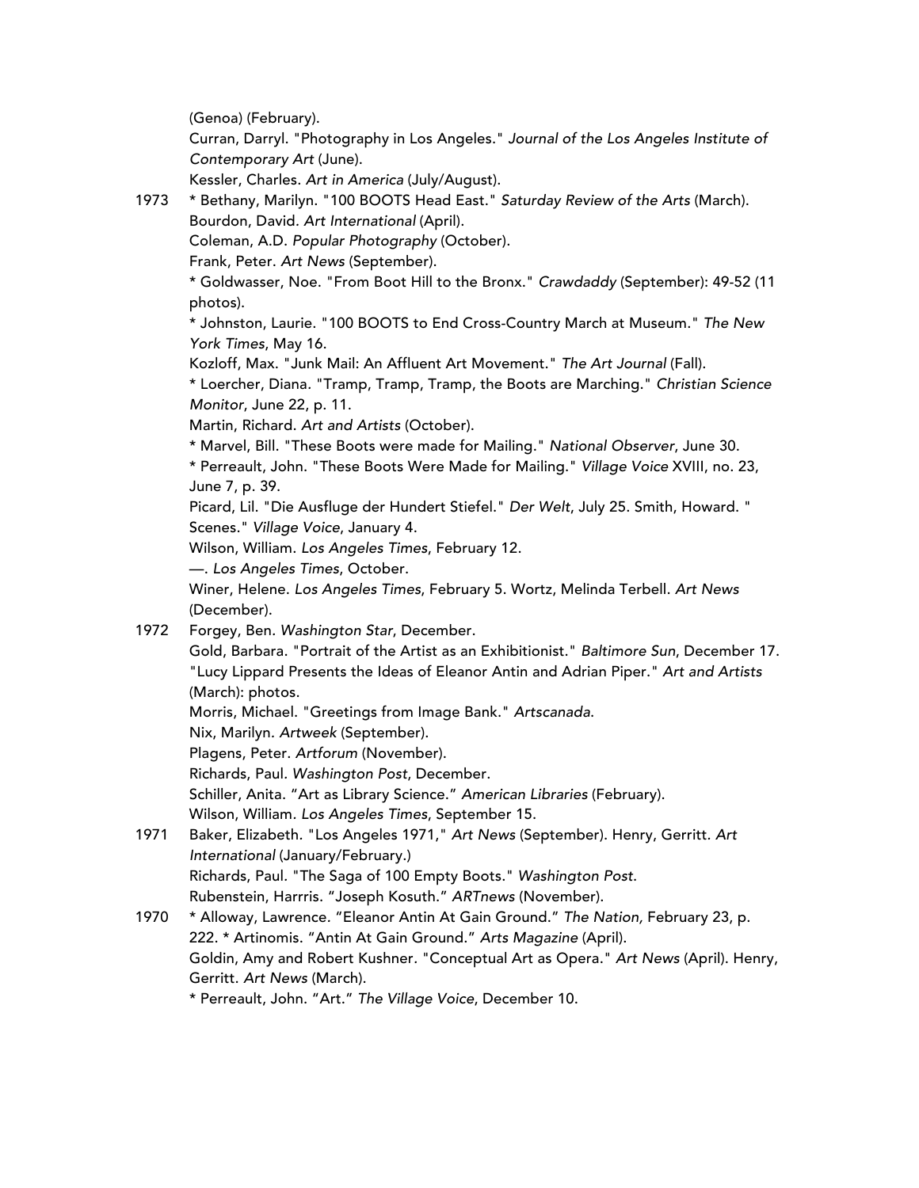(Genoa) (February).

Curran, Darryl. "Photography in Los Angeles." *Journal of the Los Angeles Institute of Contemporary Art* (June).

Kessler, Charles. *Art in America* (July/August).

1973 * Bethany, Marilyn. "100 BOOTS Head East." *Saturday Review of the Arts* (March).

Bourdon, David. *Art International* (April).

Coleman, A.D. *Popular Photography* (October).

Frank, Peter. *Art News* (September).

* Goldwasser, Noe. "From Boot Hill to the Bronx." *Crawdaddy* (September): 49-52 (11 photos).

* Johnston, Laurie. "100 BOOTS to End Cross-Country March at Museum." *The New York Times*, May 16.

Kozloff, Max. "Junk Mail: An Affluent Art Movement." *The Art Journal* (Fall).

* Loercher, Diana. "Tramp, Tramp, Tramp, the Boots are Marching." *Christian Science Monitor*, June 22, p. 11.

Martin, Richard. *Art and Artists* (October).

* Marvel, Bill. "These Boots were made for Mailing." *National Observer*, June 30.

* Perreault, John. "These Boots Were Made for Mailing." *Village Voice* XVIII, no. 23, June 7, p. 39.

Picard, Lil. "Die Ausfluge der Hundert Stiefel." *Der Welt*, July 25. Smith, Howard. " Scenes." *Village Voice*, January 4.

Wilson, William. *Los Angeles Times*, February 12.

—. *Los Angeles Times*, October.

Winer, Helene. *Los Angeles Times*, February 5. Wortz, Melinda Terbell. *Art News* (December).

1972 Forgey, Ben. *Washington Star*, December.

Gold, Barbara. "Portrait of the Artist as an Exhibitionist." *Baltimore Sun*, December 17.

"Lucy Lippard Presents the Ideas of Eleanor Antin and Adrian Piper." *Art and Artists* (March): photos.

Morris, Michael. "Greetings from Image Bank." *Artscanada*.

Nix, Marilyn. *Artweek* (September).

Plagens, Peter. *Artforum* (November).

Richards, Paul. *Washington Post*, December.

Schiller, Anita. "Art as Library Science." *American Libraries* (February).

Wilson, William. *Los Angeles Times*, September 15.

1971 Baker, Elizabeth. "Los Angeles 1971," *Art News* (September). Henry, Gerritt. *Art International* (January/February.)

Richards, Paul. "The Saga of 100 Empty Boots." *Washington Post*.

Rubenstein, Harrris. "Joseph Kosuth." *ARTnews* (November).

1970 * Alloway, Lawrence. "Eleanor Antin At Gain Ground." *The Nation,* February 23, p. 222. * Artinomis. "Antin At Gain Ground." *Arts Magazine* (April).

Goldin, Amy and Robert Kushner. "Conceptual Art as Opera." *Art News* (April). Henry, Gerritt. *Art News* (March).

* Perreault, John. "Art." *The Village Voice*, December 10.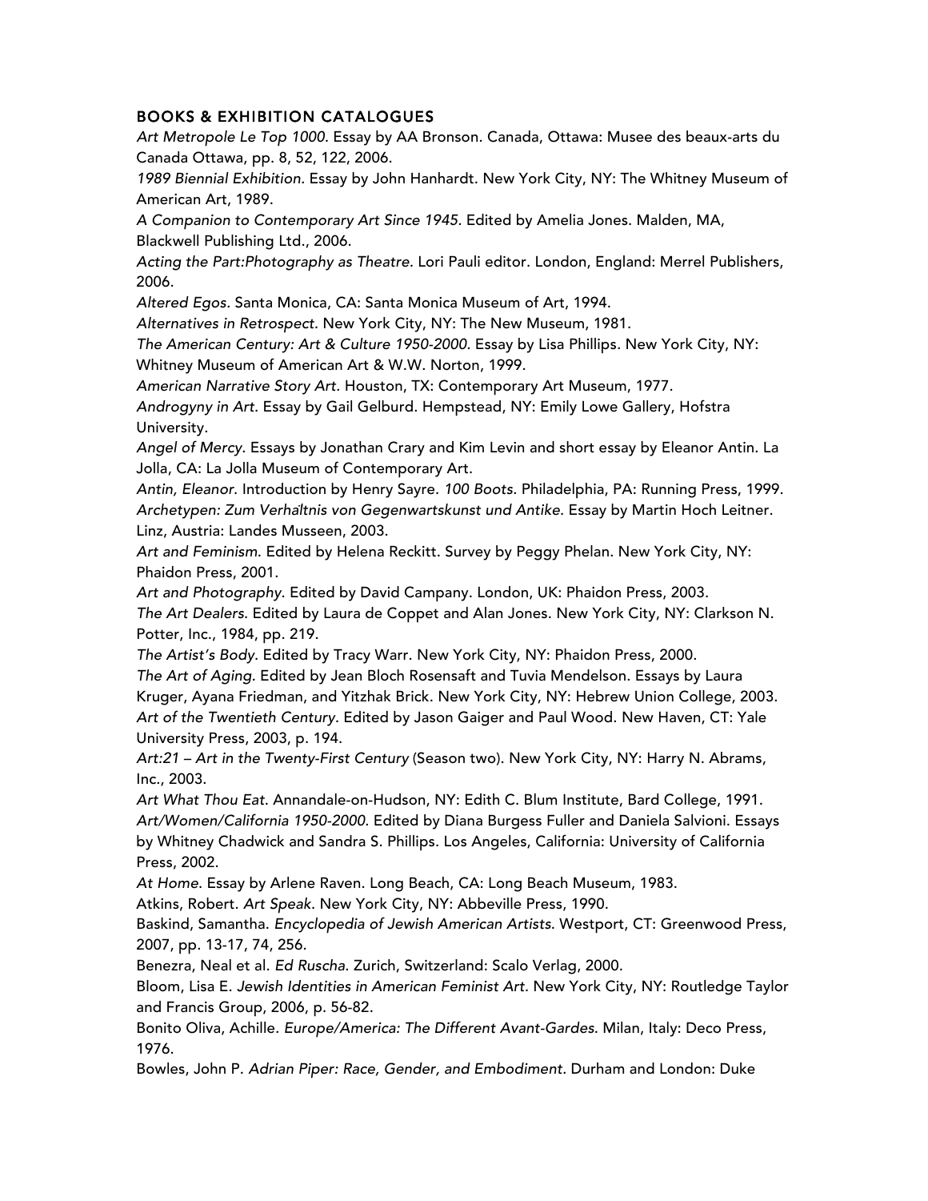## BOOKS & EXHIBITION CATALOGUES

*Art Metropole Le Top 1000.* Essay by AA Bronson. Canada, Ottawa: Musee des beaux-arts du Canada Ottawa, pp. 8, 52, 122, 2006.

*1989 Biennial Exhibition.* Essay by John Hanhardt. New York City, NY: The Whitney Museum of American Art, 1989.

*A Companion to Contemporary Art Since 1945.* Edited by Amelia Jones. Malden, MA, Blackwell Publishing Ltd., 2006.

*Acting the Part:Photography as Theatre.* Lori Pauli editor. London, England: Merrel Publishers, 2006.

*Altered Egos.* Santa Monica, CA: Santa Monica Museum of Art, 1994.

*Alternatives in Retrospect.* New York City, NY: The New Museum, 1981.

*The American Century: Art & Culture 1950-2000.* Essay by Lisa Phillips. New York City, NY: Whitney Museum of American Art & W.W. Norton, 1999.

*American Narrative Story Art.* Houston, TX: Contemporary Art Museum, 1977.

*Androgyny in Art.* Essay by Gail Gelburd. Hempstead, NY: Emily Lowe Gallery, Hofstra University.

*Angel of Mercy.* Essays by Jonathan Crary and Kim Levin and short essay by Eleanor Antin. La Jolla, CA: La Jolla Museum of Contemporary Art.

*Antin, Eleanor.* Introduction by Henry Sayre. *100 Boots.* Philadelphia, PA: Running Press, 1999.

*Archetypen: Zum Verhältnis von Gegenwartskunst und Antike.* Essay by Martin Hoch Leitner. Linz, Austria: Landes Musseen, 2003.

*Art and Feminism.* Edited by Helena Reckitt. Survey by Peggy Phelan. New York City, NY: Phaidon Press, 2001.

*Art and Photography.* Edited by David Campany. London, UK: Phaidon Press, 2003.

*The Art Dealers.* Edited by Laura de Coppet and Alan Jones. New York City, NY: Clarkson N. Potter, Inc., 1984, pp. 219.

*The Artist's Body.* Edited by Tracy Warr. New York City, NY: Phaidon Press, 2000.

*The Art of Aging.* Edited by Jean Bloch Rosensaft and Tuvia Mendelson. Essays by Laura Kruger, Ayana Friedman, and Yitzhak Brick. New York City, NY: Hebrew Union College, 2003.

*Art of the Twentieth Century.* Edited by Jason Gaiger and Paul Wood. New Haven, CT: Yale University Press, 2003, p. 194.

*Art:21 – Art in the Twenty-First Century* (Season two). New York City, NY: Harry N. Abrams, Inc., 2003.

*Art What Thou Eat.* Annandale-on-Hudson, NY: Edith C. Blum Institute, Bard College, 1991.

*Art/Women/California 1950-2000.* Edited by Diana Burgess Fuller and Daniela Salvioni. Essays by Whitney Chadwick and Sandra S. Phillips. Los Angeles, California: University of California Press, 2002.

*At Home.* Essay by Arlene Raven. Long Beach, CA: Long Beach Museum, 1983.

Atkins, Robert. *Art Speak.* New York City, NY: Abbeville Press, 1990.

Baskind, Samantha. *Encyclopedia of Jewish American Artists.* Westport, CT: Greenwood Press, 2007, pp. 13-17, 74, 256.

Benezra, Neal et al. *Ed Ruscha.* Zurich, Switzerland: Scalo Verlag, 2000.

Bloom, Lisa E. *Jewish Identities in American Feminist Art.* New York City, NY: Routledge Taylor and Francis Group, 2006, p. 56-82.

Bonito Oliva, Achille. *Europe/America: The Different Avant-Gardes.* Milan, Italy: Deco Press, 1976.

Bowles, John P. *Adrian Piper: Race, Gender, and Embodiment.* Durham and London: Duke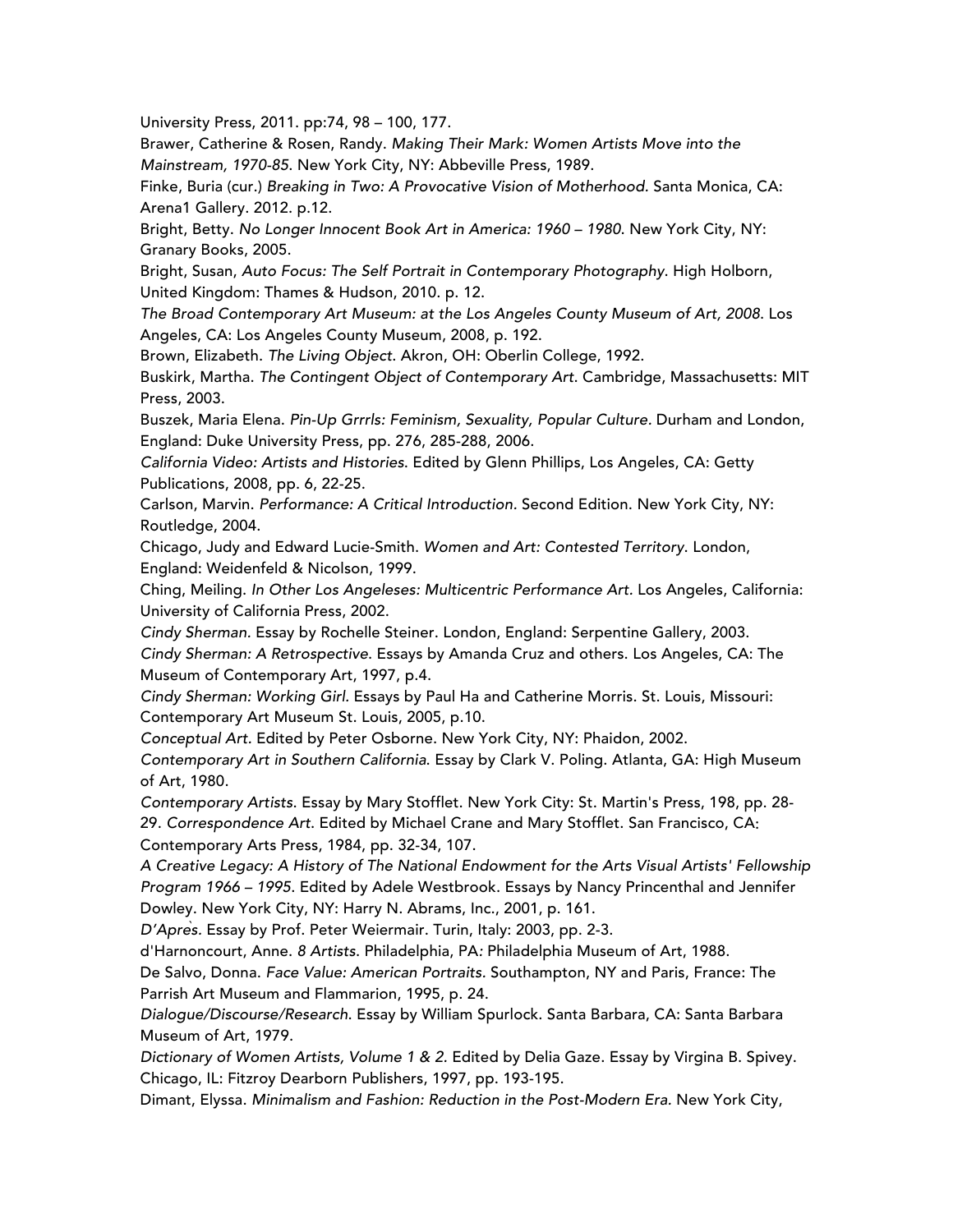University Press, 2011. pp:74, 98 – 100, 177.

Brawer, Catherine & Rosen, Randy. *Making Their Mark: Women Artists Move into the Mainstream, 1970-85*. New York City, NY: Abbeville Press, 1989.

Finke, Buria (cur.) *Breaking in Two: A Provocative Vision of Motherhood.* Santa Monica, CA: Arena1 Gallery. 2012. p.12.

Bright, Betty. *No Longer Innocent Book Art in America: 1960 – 1980*. New York City, NY: Granary Books, 2005.

Bright, Susan, *Auto Focus: The Self Portrait in Contemporary Photography*. High Holborn, United Kingdom: Thames & Hudson, 2010. p. 12.

*The Broad Contemporary Art Museum: at the Los Angeles County Museum of Art, 2008*. Los Angeles, CA: Los Angeles County Museum, 2008, p. 192.

Brown, Elizabeth. *The Living Object*. Akron, OH: Oberlin College, 1992.

Buskirk, Martha. *The Contingent Object of Contemporary Art*. Cambridge, Massachusetts: MIT Press, 2003.

Buszek, Maria Elena. *Pin-Up Grrrls: Feminism, Sexuality, Popular Culture*. Durham and London, England: Duke University Press, pp. 276, 285-288, 2006.

*California Video: Artists and Histories*. Edited by Glenn Phillips, Los Angeles, CA: Getty Publications, 2008, pp. 6, 22-25.

Carlson, Marvin. *Performance: A Critical Introduction*. Second Edition. New York City, NY: Routledge, 2004.

Chicago, Judy and Edward Lucie-Smith. *Women and Art: Contested Territory*. London, England: Weidenfeld & Nicolson, 1999.

Ching, Meiling. *In Other Los Angeleses: Multicentric Performance Art*. Los Angeles, California: University of California Press, 2002.

*Cindy Sherman*. Essay by Rochelle Steiner. London, England: Serpentine Gallery, 2003.

*Cindy Sherman: A Retrospective*. Essays by Amanda Cruz and others. Los Angeles, CA: The Museum of Contemporary Art, 1997, p.4.

*Cindy Sherman: Working Girl.* Essays by Paul Ha and Catherine Morris. St. Louis, Missouri: Contemporary Art Museum St. Louis, 2005, p.10.

*Conceptual Art*. Edited by Peter Osborne. New York City, NY: Phaidon, 2002.

*Contemporary Art in Southern California*. Essay by Clark V. Poling. Atlanta, GA: High Museum of Art, 1980.

*Contemporary Artists*. Essay by Mary Stofflet. New York City: St. Martin's Press, 198, pp. 28-29. *Correspondence Art*. Edited by Michael Crane and Mary Stofflet. San Francisco, CA: Contemporary Arts Press, 1984, pp. 32-34, 107.

*A Creative Legacy: A History of The National Endowment for the Arts Visual Artists' Fellowship Program 1966 – 1995*. Edited by Adele Westbrook. Essays by Nancy Princenthal and Jennifer Dowley. New York City, NY: Harry N. Abrams, Inc., 2001, p. 161.

*D'Aprѐs*. Essay by Prof. Peter Weiermair. Turin, Italy: 2003, pp. 2-3.

d'Harnoncourt, Anne. *8 Artists*. Philadelphia, PA: Philadelphia Museum of Art, 1988.

De Salvo, Donna. *Face Value: American Portraits.* Southampton, NY and Paris, France: The Parrish Art Museum and Flammarion, 1995, p. 24.

*Dialogue/Discourse/Research*. Essay by William Spurlock. Santa Barbara, CA: Santa Barbara Museum of Art, 1979.

*Dictionary of Women Artists, Volume 1 & 2.* Edited by Delia Gaze. Essay by Virgina B. Spivey. Chicago, IL: Fitzroy Dearborn Publishers, 1997, pp. 193-195.

Dimant, Elyssa. *Minimalism and Fashion: Reduction in the Post-Modern Era*. New York City,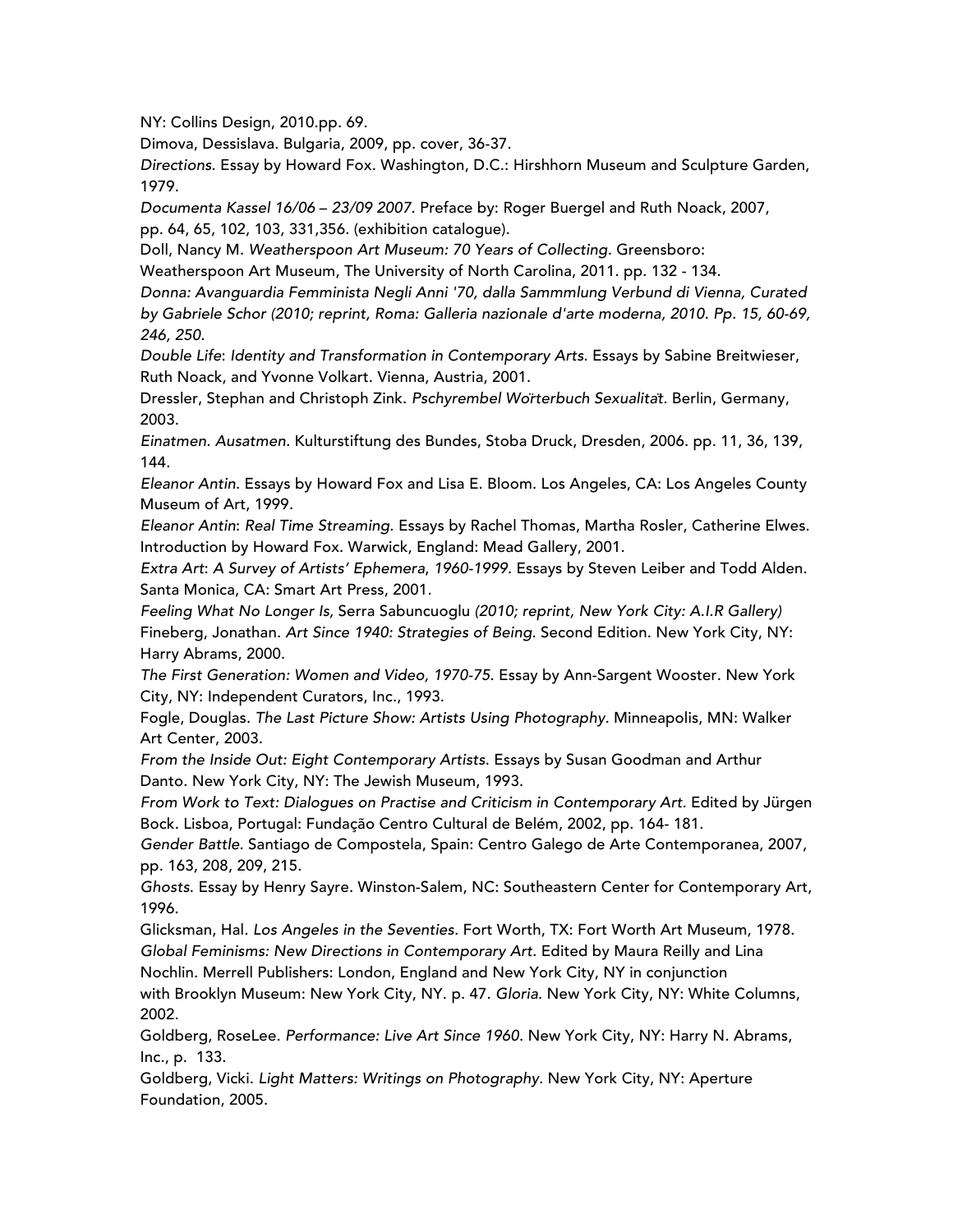NY: Collins Design, 2010.pp. 69.

Dimova, Dessislava. Bulgaria, 2009, pp. cover, 36-37.

*Directions*. Essay by Howard Fox. Washington, D.C.: Hirshhorn Museum and Sculpture Garden, 1979.

*Documenta Kassel 16/06 – 23/09 2007*. Preface by: Roger Buergel and Ruth Noack, 2007, pp. 64, 65, 102, 103, 331,356. (exhibition catalogue).

Doll, Nancy M. *Weatherspoon Art Museum: 70 Years of Collecting*. Greensboro: Weatherspoon Art Museum, The University of North Carolina, 2011. pp. 132 - 134.

*Donna: Avanguardia Femminista Negli Anni '70, dalla Sammmlung Verbund di Vienna, Curated by Gabriele Schor (2010; reprint, Roma: Galleria nazionale d'arte moderna, 2010. Pp. 15, 60-69, 246, 250.*

*Double Life*: *Identity and Transformation in Contemporary Arts*. Essays by Sabine Breitwieser, Ruth Noack, and Yvonne Volkart. Vienna, Austria, 2001.

Dressler, Stephan and Christoph Zink. *Pschyrembel Worterbuch Sexualitat*. Berlin, Germany, 2003.

*Einatmen. Ausatmen.* Kulturstiftung des Bundes, Stoba Druck, Dresden, 2006. pp. 11, 36, 139, 144.

*Eleanor Antin*. Essays by Howard Fox and Lisa E. Bloom. Los Angeles, CA: Los Angeles County Museum of Art, 1999.

*Eleanor Antin*: *Real Time Streaming*. Essays by Rachel Thomas, Martha Rosler, Catherine Elwes. Introduction by Howard Fox. Warwick, England: Mead Gallery, 2001.

*Extra Art*: *A Survey of Artists' Ephemera, 1960-1999*. Essays by Steven Leiber and Todd Alden. Santa Monica, CA: Smart Art Press, 2001.

*Feeling What No Longer Is,* Serra Sabuncuoglu *(2010; reprint, New York City: A.I.R Gallery)*

Fineberg, Jonathan. *Art Since 1940: Strategies of Being*. Second Edition. New York City, NY: Harry Abrams, 2000.

*The First Generation: Women and Video, 1970-75*. Essay by Ann-Sargent Wooster. New York City, NY: Independent Curators, Inc., 1993.

Fogle, Douglas. *The Last Picture Show: Artists Using Photography*. Minneapolis, MN: Walker Art Center, 2003.

*From the Inside Out: Eight Contemporary Artists*. Essays by Susan Goodman and Arthur Danto. New York City, NY: The Jewish Museum, 1993.

*From Work to Text: Dialogues on Practise and Criticism in Contemporary Art*. Edited by Jürgen Bock. Lisboa, Portugal: Fundação Centro Cultural de Belém, 2002, pp. 164- 181.

*Gender Battle*. Santiago de Compostela, Spain: Centro Galego de Arte Contemporanea, 2007, pp. 163, 208, 209, 215.

*Ghosts*. Essay by Henry Sayre. Winston-Salem, NC: Southeastern Center for Contemporary Art, 1996.

Glicksman, Hal. *Los Angeles in the Seventies*. Fort Worth, TX: Fort Worth Art Museum, 1978.

*Global Feminisms: New Directions in Contemporary Art*. Edited by Maura Reilly and Lina Nochlin. Merrell Publishers: London, England and New York City, NY in conjunction with Brooklyn Museum: New York City, NY. p. 47. *Gloria*. New York City, NY: White Columns, 2002.

Goldberg, RoseLee. *Performance: Live Art Since 1960*. New York City, NY: Harry N. Abrams, Inc., p. 133.

Goldberg, Vicki. *Light Matters: Writings on Photography*. New York City, NY: Aperture Foundation, 2005.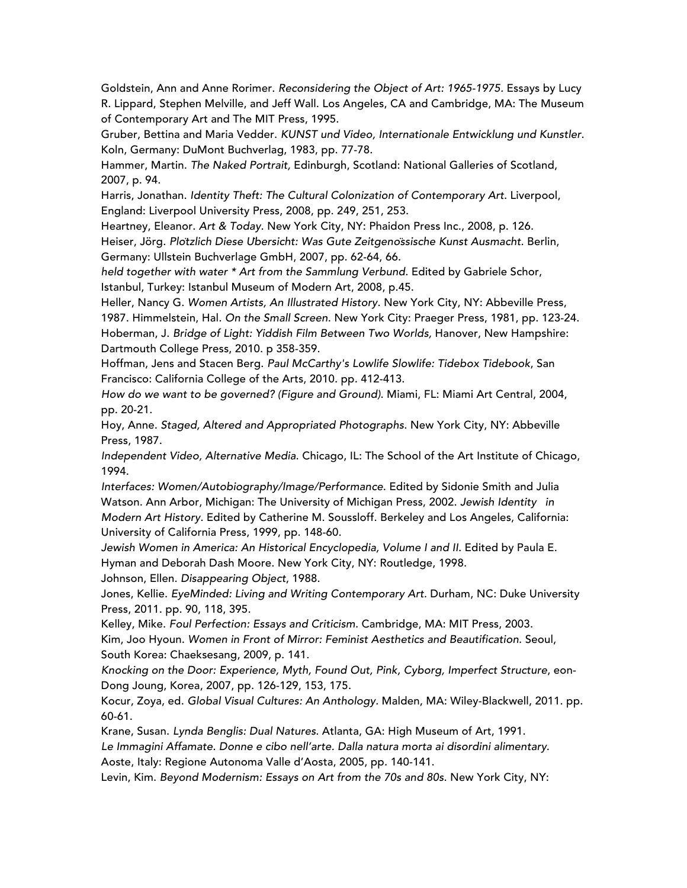Goldstein, Ann and Anne Rorimer. *Reconsidering the Object of Art: 1965-1975*. Essays by Lucy R. Lippard, Stephen Melville, and Jeff Wall. Los Angeles, CA and Cambridge, MA: The Museum of Contemporary Art and The MIT Press, 1995.

Gruber, Bettina and Maria Vedder. *KUNST und Video, Internationale Entwicklung und Kunstler*. Koln, Germany: DuMont Buchverlag, 1983, pp. 77-78.

Hammer, Martin. *The Naked Portrait,* Edinburgh, Scotland: National Galleries of Scotland, 2007, p. 94.

Harris, Jonathan. *Identity Theft: The Cultural Colonization of Contemporary Art*. Liverpool, England: Liverpool University Press, 2008, pp. 249, 251, 253.

Heartney, Eleanor. *Art & Today*. New York City, NY: Phaidon Press Inc., 2008, p. 126.

Heiser, Jörg. *Plötzlich Diese Ubersicht: Was Gute Zeitgenössische Kunst Ausmacht*. Berlin, Germany: Ullstein Buchverlage GmbH, 2007, pp. 62-64, 66.

*held together with water * Art from the Sammlung Verbund*. Edited by Gabriele Schor, Istanbul, Turkey: Istanbul Museum of Modern Art, 2008, p.45.

Heller, Nancy G. *Women Artists, An Illustrated History*. New York City, NY: Abbeville Press, 1987. Himmelstein, Hal. *On the Small Screen*. New York City: Praeger Press, 1981, pp. 123-24.

Hoberman, J. *Bridge of Light: Yiddish Film Between Two Worlds,* Hanover, New Hampshire: Dartmouth College Press, 2010. p 358-359.

Hoffman, Jens and Stacen Berg. *Paul McCarthy's Lowlife Slowlife: Tidebox Tidebook*, San Francisco: California College of the Arts, 2010. pp. 412-413.

*How do we want to be governed? (Figure and Ground)*. Miami, FL: Miami Art Central, 2004, pp. 20-21.

Hoy, Anne. *Staged, Altered and Appropriated Photographs*. New York City, NY: Abbeville Press, 1987.

*Independent Video, Alternative Media*. Chicago, IL: The School of the Art Institute of Chicago, 1994.

*Interfaces: Women/Autobiography/Image/Performance*. Edited by Sidonie Smith and Julia Watson. Ann Arbor, Michigan: The University of Michigan Press, 2002. *Jewish Identity in Modern Art History*. Edited by Catherine M. Soussloff. Berkeley and Los Angeles, California: University of California Press, 1999, pp. 148-60.

*Jewish Women in America: An Historical Encyclopedia, Volume I and II*. Edited by Paula E. Hyman and Deborah Dash Moore. New York City, NY: Routledge, 1998.

Johnson, Ellen. *Disappearing Object*, 1988.

Jones, Kellie. *EyeMinded: Living and Writing Contemporary Art*. Durham, NC: Duke University Press, 2011. pp. 90, 118, 395.

Kelley, Mike. *Foul Perfection: Essays and Criticism*. Cambridge, MA: MIT Press, 2003.

Kim, Joo Hyoun. *Women in Front of Mirror: Feminist Aesthetics and Beautification*. Seoul, South Korea: Chaeksesang, 2009, p. 141.

*Knocking on the Door: Experience, Myth, Found Out, Pink, Cyborg, Imperfect Structure*, eon-Dong Joung, Korea, 2007, pp. 126-129, 153, 175.

Kocur, Zoya, ed. *Global Visual Cultures: An Anthology*. Malden, MA: Wiley-Blackwell, 2011. pp. 60-61.

Krane, Susan. *Lynda Benglis: Dual Natures*. Atlanta, GA: High Museum of Art, 1991.

*Le Immagini Affamate. Donne e cibo nell'arte. Dalla natura morta ai disordini alimentary*. Aoste, Italy: Regione Autonoma Valle d'Aosta, 2005, pp. 140-141.

Levin, Kim. *Beyond Modernism: Essays on Art from the 70s and 80s*. New York City, NY: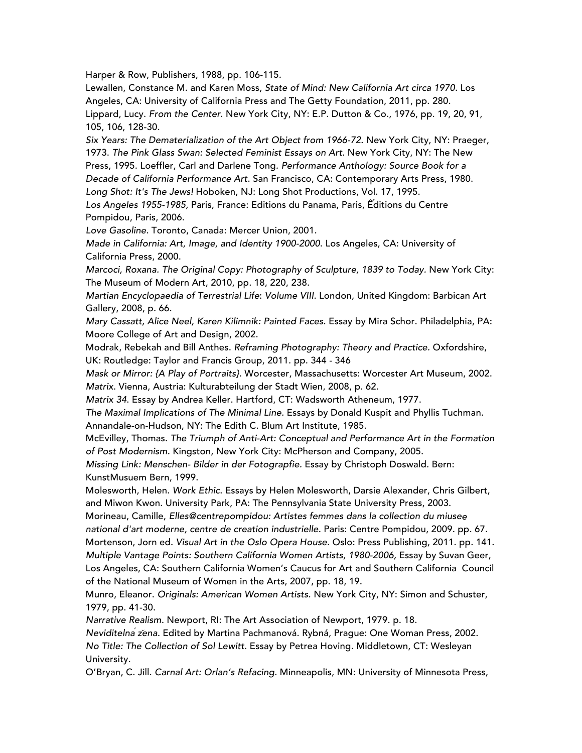Harper & Row, Publishers, 1988, pp. 106-115.

Lewallen, Constance M. and Karen Moss, *State of Mind: New California Art circa 1970*. Los Angeles, CA: University of California Press and The Getty Foundation, 2011, pp. 280.

Lippard, Lucy. *From the Center*. New York City, NY: E.P. Dutton & Co., 1976, pp. 19, 20, 91, 105, 106, 128-30.

*Six Years: The Dematerialization of the Art Object from 1966-72*. New York City, NY: Praeger, 1973. *The Pink Glass Swan: Selected Feminist Essays on Art*. New York City, NY: The New Press, 1995. Loeffler, Carl and Darlene Tong. *Performance Anthology: Source Book for a Decade of California Performance Art*. San Francisco, CA: Contemporary Arts Press, 1980.

*Long Shot: It's The Jews!* Hoboken, NJ: Long Shot Productions, Vol. 17, 1995.

*Los Angeles 1955-1985,* Paris, France: Editions du Panama, Paris, Ế́ditions du Centre Pompidou, Paris, 2006.

*Love Gasoline*. Toronto, Canada: Mercer Union, 2001.

*Made in California: Art, Image, and Identity 1900-2000*. Los Angeles, CA: University of California Press, 2000.

*Marcoci, Roxana. The Original Copy: Photography of Sculpture, 1839 to Today*. New York City: The Museum of Modern Art, 2010, pp. 18, 220, 238.

*Martian Encyclopaedia of Terrestrial Life*: *Volume VIII*. London, United Kingdom: Barbican Art Gallery, 2008, p. 66.

*Mary Cassatt, Alice Neel, Karen Kilimnik: Painted Faces.* Essay by Mira Schor. Philadelphia, PA: Moore College of Art and Design, 2002.

Modrak, Rebekah and Bill Anthes. *Reframing Photography: Theory and Practice*. Oxfordshire, UK: Routledge: Taylor and Francis Group, 2011. pp. 344 - 346

*Mask or Mirror: {A Play of Portraits}*. Worcester, Massachusetts: Worcester Art Museum, 2002.

*Matrix*. Vienna, Austria: Kulturabteilung der Stadt Wien, 2008, p. 62.

*Matrix 34*. Essay by Andrea Keller. Hartford, CT: Wadsworth Atheneum, 1977.

*The Maximal Implications of The Minimal Line*. Essays by Donald Kuspit and Phyllis Tuchman. Annandale-on-Hudson, NY: The Edith C. Blum Art Institute, 1985.

McEvilley, Thomas. *The Triumph of Anti-Art: Conceptual and Performance Art in the Formation of Post Modernism*. Kingston, New York City: McPherson and Company, 2005.

*Missing Link: Menschen- Bilder in der Fotograpfie*. Essay by Christoph Doswald. Bern: KunstMusuem Bern, 1999.

Molesworth, Helen. *Work Ethic*. Essays by Helen Molesworth, Darsie Alexander, Chris Gilbert, and Miwon Kwon. University Park, PA: The Pennsylvania State University Press, 2003.

Morineau, Camille, *Elles@centrepompidou: Artistes femmes dans la collection du miusee national d'art moderne, centre de creation industrielle*. Paris: Centre Pompidou, 2009. pp. 67.

Mortenson, Jorn ed. *Visual Art in the Oslo Opera House*. Oslo: Press Publishing, 2011. pp. 141.

*Multiple Vantage Points: Southern California Women Artists, 1980-2006,* Essay by Suvan Geer, Los Angeles, CA: Southern California Women's Caucus for Art and Southern California Council of the National Museum of Women in the Arts, 2007, pp. 18, 19.

Munro, Eleanor. *Originals: American Women Artists*. New York City, NY: Simon and Schuster, 1979, pp. 41-30.

*Narrative Realism*. Newport, RI: The Art Association of Newport, 1979. p. 18.

*Neviditelná žena*. Edited by Martina Pachmanová. Rybná, Prague: One Woman Press, 2002.

*No Title: The Collection of Sol Lewitt*. Essay by Petrea Hoving. Middletown, CT: Wesleyan University.

O'Bryan, C. Jill. *Carnal Art: Orlan's Refacing*. Minneapolis, MN: University of Minnesota Press,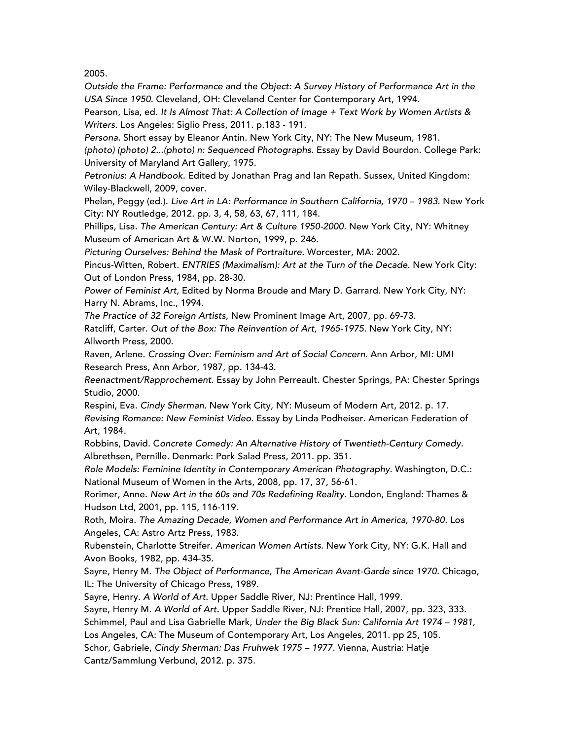2005.

*Outside the Frame: Performance and the Object: A Survey History of Performance Art in the USA Since 1950*. Cleveland, OH: Cleveland Center for Contemporary Art, 1994.

Pearson, Lisa, ed. *It Is Almost That: A Collection of Image + Text Work by Women Artists & Writers*. Los Angeles: Siglio Press, 2011. p.183 - 191.

*Persona*. Short essay by Eleanor Antin. New York City, NY: The New Museum, 1981.

*(photo) (photo) 2...(photo) n: Sequenced Photographs*. Essay by David Bourdon. College Park: University of Maryland Art Gallery, 1975.

*Petronius*: *A Handbook*. Edited by Jonathan Prag and Ian Repath. Sussex, United Kingdom: Wiley-Blackwell, 2009, cover.

Phelan, Peggy (ed.). *Live Art in LA: Performance in Southern California, 1970 – 1983*. New York City: NY Routledge, 2012. pp. 3, 4, 58, 63, 67, 111, 184.

Phillips, Lisa. *The American Century: Art & Culture 1950-2000*. New York City, NY: Whitney Museum of American Art & W.W. Norton, 1999, p. 246.

*Picturing Ourselves: Behind the Mask of Portraiture*. Worcester, MA: 2002.

Pincus-Witten, Robert. *ENTRIES (Maximalism): Art at the Turn of the Decade*. New York City: Out of London Press, 1984, pp. 28-30.

*Power of Feminist Art*, Edited by Norma Broude and Mary D. Garrard. New York City, NY: Harry N. Abrams, Inc., 1994.

*The Practice of 32 Foreign Artists*, New Prominent Image Art, 2007, pp. 69-73.

Ratcliff, Carter. *Out of the Box: The Reinvention of Art, 1965-1975*. New York City, NY: Allworth Press, 2000.

Raven, Arlene. *Crossing Over: Feminism and Art of Social Concern*. Ann Arbor, MI: UMI Research Press, Ann Arbor, 1987, pp. 134-43.

*Reenactment/Rapprochement*. Essay by John Perreault. Chester Springs, PA: Chester Springs Studio, 2000.

Respini, Eva. *Cindy Sherman*. New York City, NY: Museum of Modern Art, 2012. p. 17.

*Revising Romance: New Feminist Video*. Essay by Linda Podheiser. American Federation of Art, 1984.

Robbins, David. *Concrete Comedy: An Alternative History of Twentieth-Century Comedy*. Albrethsen, Pernille. Denmark: Pork Salad Press, 2011. pp. 351.

*Role Models: Feminine Identity in Contemporary American Photography*. Washington, D.C.: National Museum of Women in the Arts, 2008, pp. 17, 37, 56-61.

Rorimer, Anne. *New Art in the 60s and 70s Redefining Reality*. London, England: Thames & Hudson Ltd, 2001, pp. 115, 116-119.

Roth, Moira. *The Amazing Decade, Women and Performance Art in America, 1970-80*. Los Angeles, CA: Astro Artz Press, 1983.

Rubenstein, Charlotte Streifer. *American Women Artists*. New York City, NY: G.K. Hall and Avon Books, 1982, pp. 434-35.

Sayre, Henry M. *The Object of Performance, The American Avant-Garde since 1970*. Chicago, IL: The University of Chicago Press, 1989.

Sayre, Henry. *A World of Art*. Upper Saddle River, NJ: Prentince Hall, 1999.

Sayre, Henry M. *A World of Art*. Upper Saddle River, NJ: Prentice Hall, 2007, pp. 323, 333.

Schimmel, Paul and Lisa Gabrielle Mark, *Under the Big Black Sun: California Art 1974 – 1981,* Los Angeles, CA: The Museum of Contemporary Art, Los Angeles, 2011. pp 25, 105.

Schor, Gabriele, *Cindy Sherman: Das Fruhwek 1975 – 1977*. Vienna, Austria: Hatje Cantz/Sammlung Verbund, 2012. p. 375.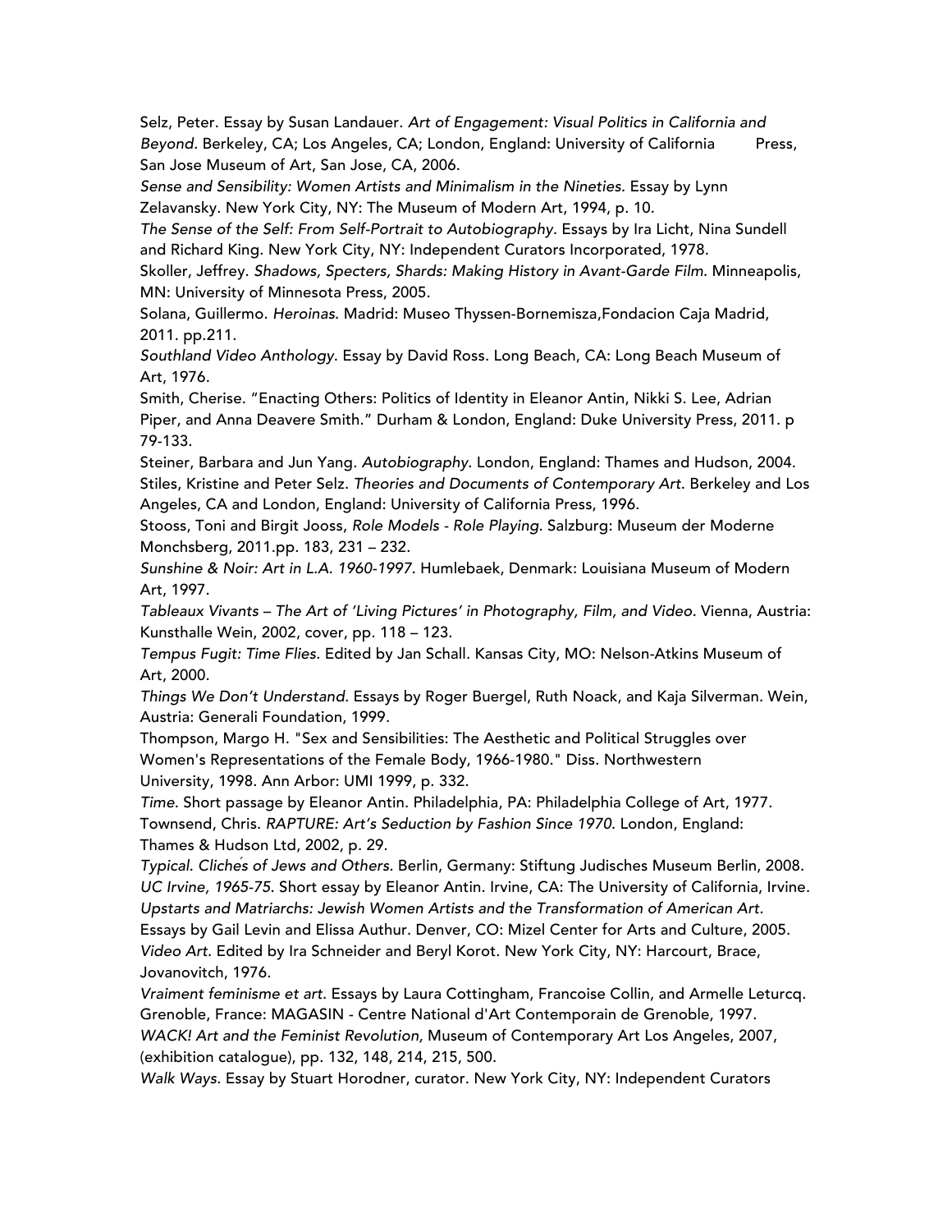Selz, Peter. Essay by Susan Landauer. *Art of Engagement: Visual Politics in California and Beyond*. Berkeley, CA; Los Angeles, CA; London, England: University of California Press, San Jose Museum of Art, San Jose, CA, 2006.

*Sense and Sensibility: Women Artists and Minimalism in the Nineties.* Essay by Lynn Zelavansky. New York City, NY: The Museum of Modern Art, 1994, p. 10.

*The Sense of the Self: From Self-Portrait to Autobiography.* Essays by Ira Licht, Nina Sundell and Richard King. New York City, NY: Independent Curators Incorporated, 1978.

Skoller, Jeffrey. *Shadows, Specters, Shards: Making History in Avant-Garde Film*. Minneapolis, MN: University of Minnesota Press, 2005.

Solana, Guillermo. *Heroinas*. Madrid: Museo Thyssen-Bornemisza,Fondacion Caja Madrid, 2011. pp.211.

*Southland Video Anthology*. Essay by David Ross. Long Beach, CA: Long Beach Museum of Art, 1976.

Smith, Cherise. "Enacting Others: Politics of Identity in Eleanor Antin, Nikki S. Lee, Adrian Piper, and Anna Deavere Smith." Durham & London, England: Duke University Press, 2011. p 79-133.

Steiner, Barbara and Jun Yang. *Autobiography*. London, England: Thames and Hudson, 2004.

Stiles, Kristine and Peter Selz. *Theories and Documents of Contemporary Art*. Berkeley and Los Angeles, CA and London, England: University of California Press, 1996.

Stooss, Toni and Birgit Jooss, *Role Models - Role Playing.* Salzburg: Museum der Moderne Monchsberg, 2011.pp. 183, 231 – 232.

*Sunshine & Noir: Art in L.A. 1960-1997*. Humlebaek, Denmark: Louisiana Museum of Modern Art, 1997.

*Tableaux Vivants – The Art of 'Living Pictures' in Photography, Film, and Video*. Vienna, Austria: Kunsthalle Wein, 2002, cover, pp. 118 – 123.

*Tempus Fugit: Time Flies*. Edited by Jan Schall. Kansas City, MO: Nelson-Atkins Museum of Art, 2000.

*Things We Don't Understand.* Essays by Roger Buergel, Ruth Noack, and Kaja Silverman. Wein, Austria: Generali Foundation, 1999.

Thompson, Margo H. "Sex and Sensibilities: The Aesthetic and Political Struggles over Women's Representations of the Female Body, 1966-1980." Diss. Northwestern University, 1998. Ann Arbor: UMI 1999, p. 332.

*Time*. Short passage by Eleanor Antin. Philadelphia, PA: Philadelphia College of Art, 1977.

Townsend, Chris. *RAPTURE: Art's Seduction by Fashion Since 1970*. London, England: Thames & Hudson Ltd, 2002, p. 29.

*Typical. Clichés of Jews and Others*. Berlin, Germany: Stiftung Judisches Museum Berlin, 2008.

*UC Irvine, 1965-75*. Short essay by Eleanor Antin. Irvine, CA: The University of California, Irvine.

*Upstarts and Matriarchs: Jewish Women Artists and the Transformation of American Art*. Essays by Gail Levin and Elissa Authur. Denver, CO: Mizel Center for Arts and Culture, 2005.

*Video Art*. Edited by Ira Schneider and Beryl Korot. New York City, NY: Harcourt, Brace, Jovanovitch, 1976.

*Vraiment feminisme et art*. Essays by Laura Cottingham, Francoise Collin, and Armelle Leturcq. Grenoble, France: MAGASIN - Centre National d'Art Contemporain de Grenoble, 1997.

*WACK! Art and the Feminist Revolution,* Museum of Contemporary Art Los Angeles, 2007, (exhibition catalogue), pp. 132, 148, 214, 215, 500.

*Walk Ways*. Essay by Stuart Horodner, curator. New York City, NY: Independent Curators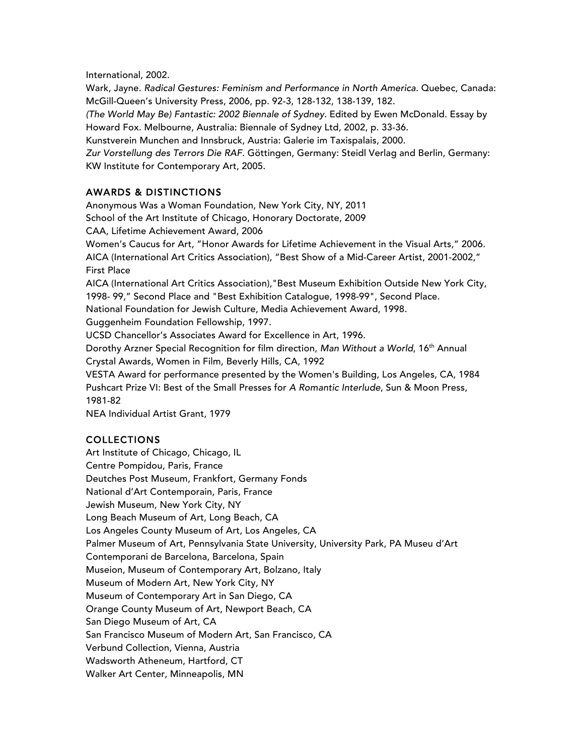International, 2002.

Wark, Jayne. *Radical Gestures: Feminism and Performance in North America*. Quebec, Canada: McGill-Queen's University Press, 2006, pp. 92-3, 128-132, 138-139, 182.

*(The World May Be) Fantastic: 2002 Biennale of Sydney*. Edited by Ewen McDonald. Essay by Howard Fox. Melbourne, Australia: Biennale of Sydney Ltd, 2002, p. 33-36.

Kunstverein Munchen and Innsbruck, Austria: Galerie im Taxispalais, 2000.

*Zur Vorstellung des Terrors Die RAF*. Göttingen, Germany: Steidl Verlag and Berlin, Germany: KW Institute for Contemporary Art, 2005.

## AWARDS & DISTINCTIONS

Anonymous Was a Woman Foundation, New York City, NY, 2011

School of the Art Institute of Chicago, Honorary Doctorate, 2009

CAA, Lifetime Achievement Award, 2006

Women's Caucus for Art, "Honor Awards for Lifetime Achievement in the Visual Arts," 2006.

AICA (International Art Critics Association), "Best Show of a Mid-Career Artist, 2001-2002," First Place

AICA (International Art Critics Association),"Best Museum Exhibition Outside New York City, 1998- 99," Second Place and "Best Exhibition Catalogue, 1998-99", Second Place.

National Foundation for Jewish Culture, Media Achievement Award, 1998.

Guggenheim Foundation Fellowship, 1997.

UCSD Chancellor's Associates Award for Excellence in Art, 1996.

Dorothy Arzner Special Recognition for film direction, *Man Without a World*, 16th Annual Crystal Awards, Women in Film, Beverly Hills, CA, 1992

VESTA Award for performance presented by the Women's Building, Los Angeles, CA, 1984

Pushcart Prize VI: Best of the Small Presses for *A Romantic Interlude*, Sun & Moon Press, 1981-82

NEA Individual Artist Grant, 1979

## COLLECTIONS

Art Institute of Chicago, Chicago, IL

Centre Pompidou, Paris, France

Deutches Post Museum, Frankfort, Germany Fonds

National d'Art Contemporain, Paris, France

Jewish Museum, New York City, NY

Long Beach Museum of Art, Long Beach, CA

Los Angeles County Museum of Art, Los Angeles, CA

Palmer Museum of Art, Pennsylvania State University, University Park, PA Museu d'Art Contemporani de Barcelona, Barcelona, Spain

Museion, Museum of Contemporary Art, Bolzano, Italy

Museum of Modern Art, New York City, NY

Museum of Contemporary Art in San Diego, CA

Orange County Museum of Art, Newport Beach, CA

San Diego Museum of Art, CA

San Francisco Museum of Modern Art, San Francisco, CA

Verbund Collection, Vienna, Austria

Wadsworth Atheneum, Hartford, CT

Walker Art Center, Minneapolis, MN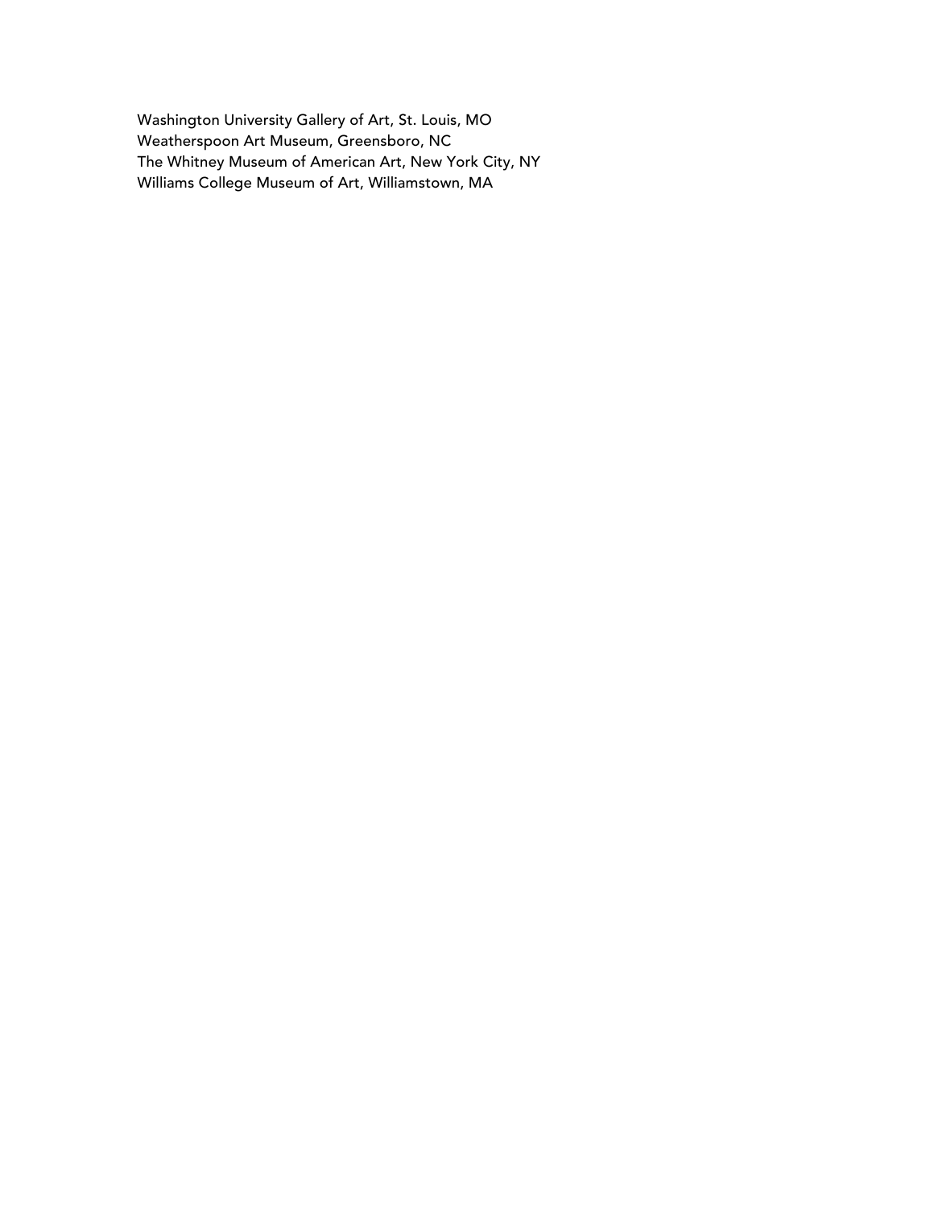Washington University Gallery of Art, St. Louis, MO
Weatherspoon Art Museum, Greensboro, NC
The Whitney Museum of American Art, New York City, NY
Williams College Museum of Art, Williamstown, MA